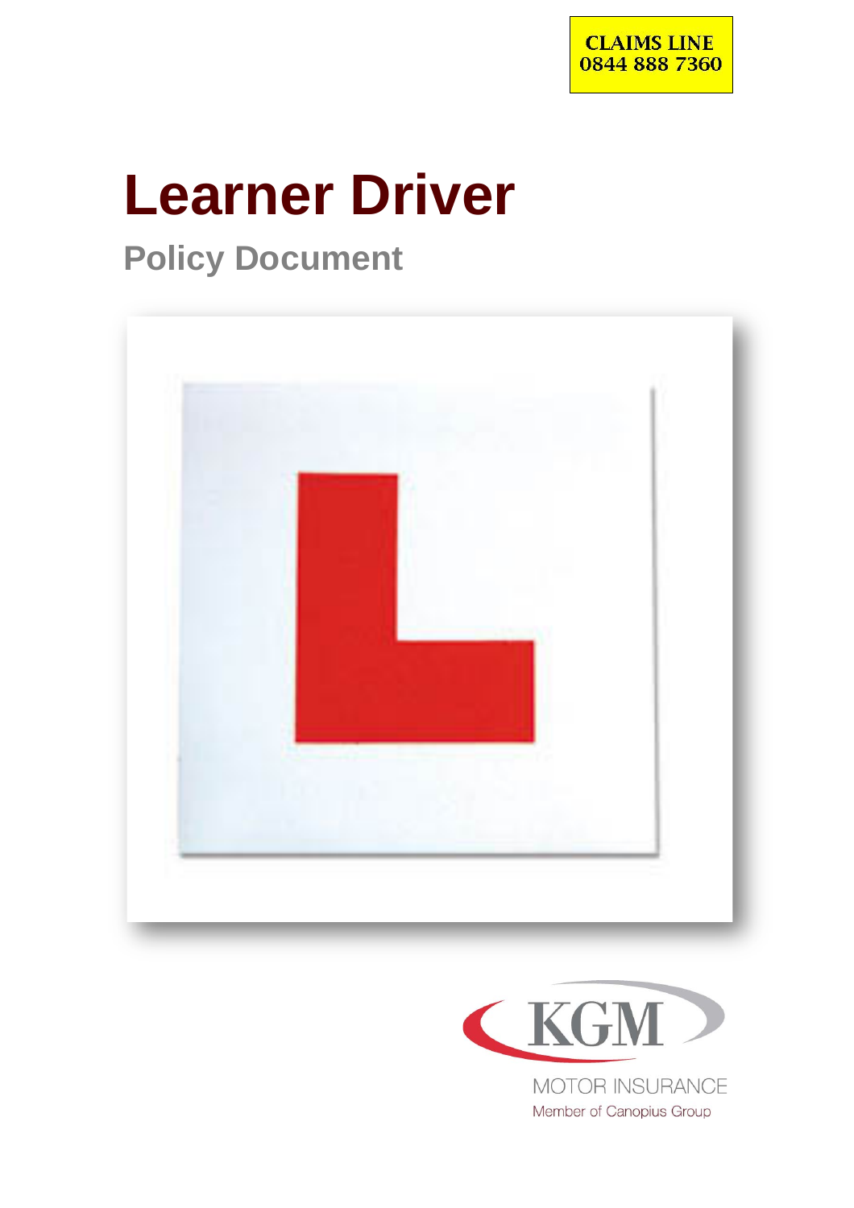CLAIMS LINE
0844 888 7360

# Learner Driver

## Policy Document

KGM

MOTOR INSURANCE

Member of Canopius Group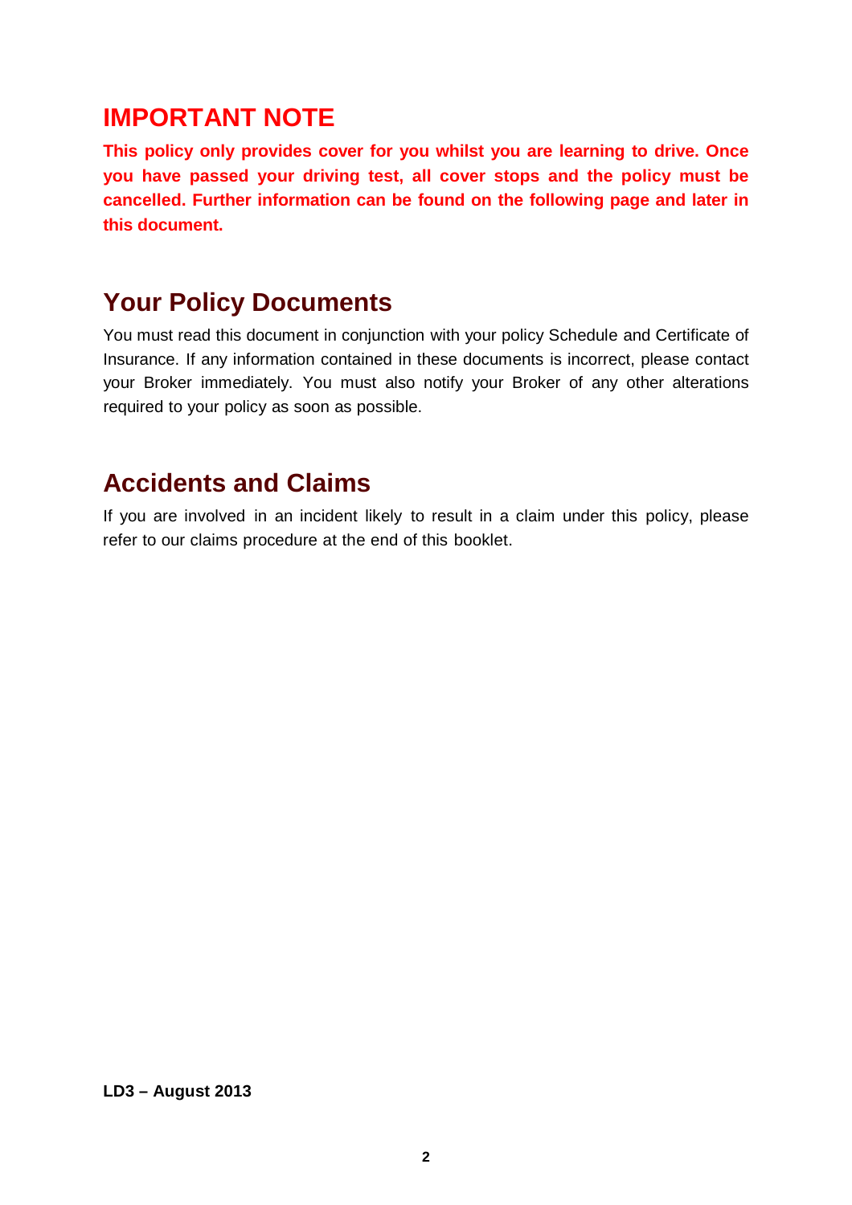## IMPORTANT NOTE

**This policy only provides cover for you whilst you are learning to drive. Once you have passed your driving test, all cover stops and the policy must be cancelled. Further information can be found on the following page and later in this document.**

## Your Policy Documents

You must read this document in conjunction with your policy Schedule and Certificate of Insurance. If any information contained in these documents is incorrect, please contact your Broker immediately. You must also notify your Broker of any other alterations required to your policy as soon as possible.

## Accidents and Claims

If you are involved in an incident likely to result in a claim under this policy, please refer to our claims procedure at the end of this booklet.

**LD3 – August 2013**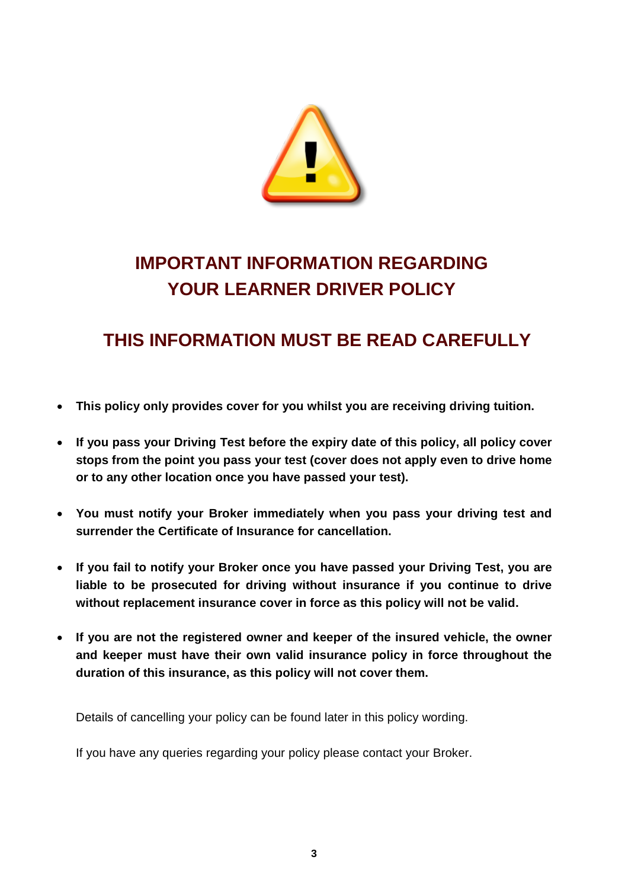# IMPORTANT INFORMATION REGARDING YOUR LEARNER DRIVER POLICY

## THIS INFORMATION MUST BE READ CAREFULLY

- **This policy only provides cover for you whilst you are receiving driving tuition.**
- **If you pass your Driving Test before the expiry date of this policy, all policy cover stops from the point you pass your test (cover does not apply even to drive home or to any other location once you have passed your test).**
- **You must notify your Broker immediately when you pass your driving test and surrender the Certificate of Insurance for cancellation.**
- **If you fail to notify your Broker once you have passed your Driving Test, you are liable to be prosecuted for driving without insurance if you continue to drive without replacement insurance cover in force as this policy will not be valid.**
- **If you are not the registered owner and keeper of the insured vehicle, the owner and keeper must have their own valid insurance policy in force throughout the duration of this insurance, as this policy will not cover them.**

Details of cancelling your policy can be found later in this policy wording.

If you have any queries regarding your policy please contact your Broker.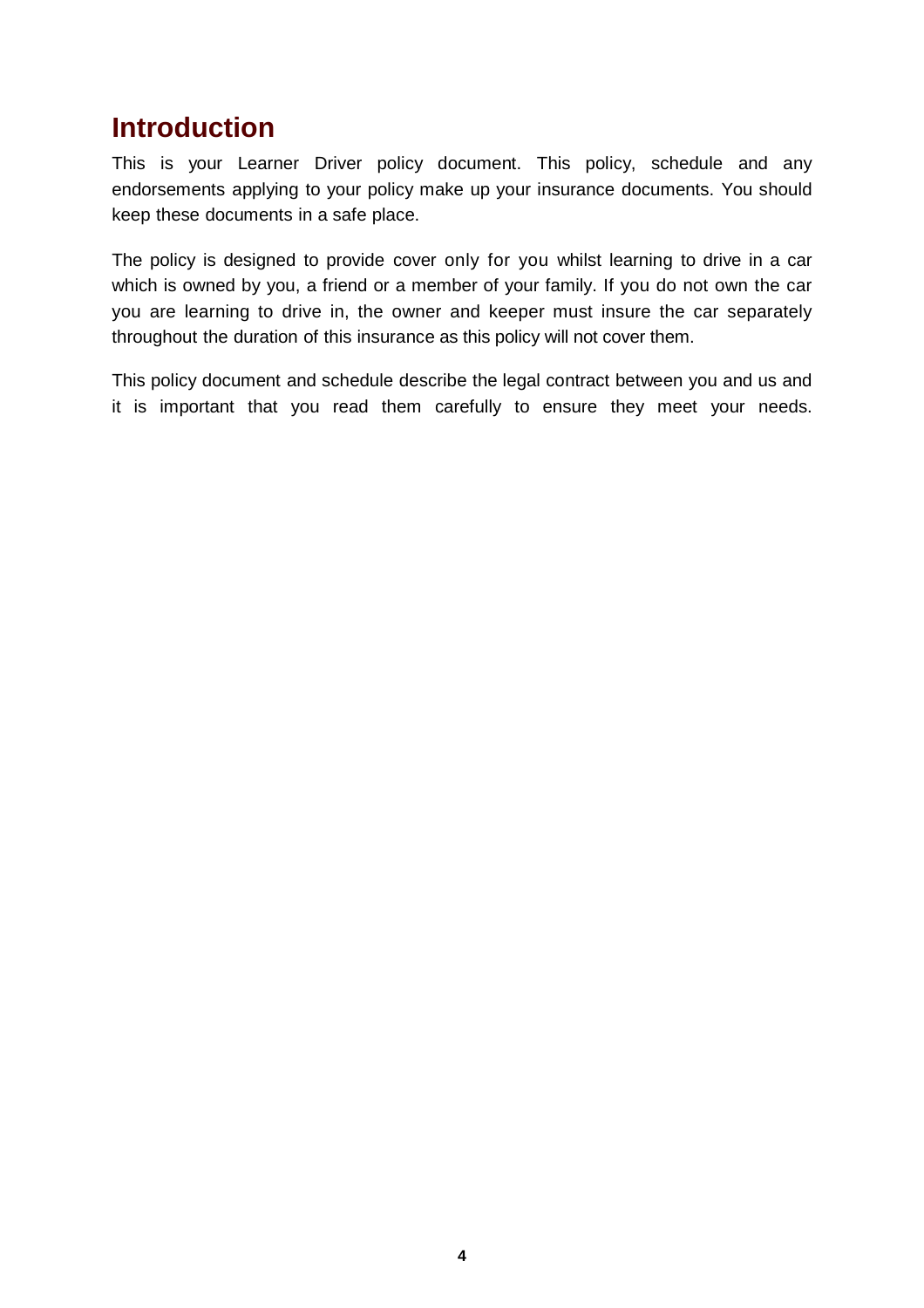# Introduction

This is your Learner Driver policy document. This policy, schedule and any endorsements applying to your policy make up your insurance documents. You should keep these documents in a safe place.

The policy is designed to provide cover only for you whilst learning to drive in a car which is owned by you, a friend or a member of your family. If you do not own the car you are learning to drive in, the owner and keeper must insure the car separately throughout the duration of this insurance as this policy will not cover them.

This policy document and schedule describe the legal contract between you and us and it is important that you read them carefully to ensure they meet your needs.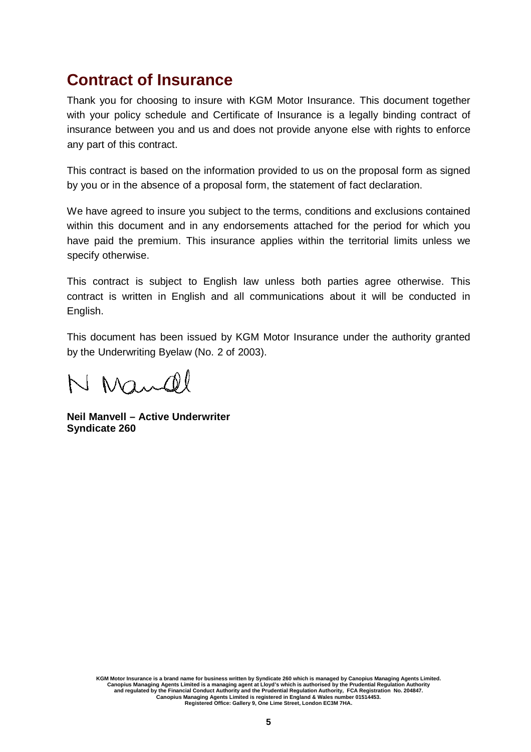# Contract of Insurance

Thank you for choosing to insure with KGM Motor Insurance. This document together with your policy schedule and Certificate of Insurance is a legally binding contract of insurance between you and us and does not provide anyone else with rights to enforce any part of this contract.

This contract is based on the information provided to us on the proposal form as signed by you or in the absence of a proposal form, the statement of fact declaration.

We have agreed to insure you subject to the terms, conditions and exclusions contained within this document and in any endorsements attached for the period for which you have paid the premium. This insurance applies within the territorial limits unless we specify otherwise.

This contract is subject to English law unless both parties agree otherwise. This contract is written in English and all communications about it will be conducted in English.

This document has been issued by KGM Motor Insurance under the authority granted by the Underwriting Byelaw (No. 2 of 2003).

N Manvell

**Neil Manvell – Active Underwriter**
**Syndicate 260**

**KGM Motor Insurance is a brand name for business written by Syndicate 260 which is managed by Canopius Managing Agents Limited. Canopius Managing Agents Limited is a managing agent at Lloyd's which is authorised by the Prudential Regulation Authority and regulated by the Financial Conduct Authority and the Prudential Regulation Authority, FCA Registration No. 204847. Canopius Managing Agents Limited is registered in England & Wales number 01514453. Registered Office: Gallery 9, One Lime Street, London EC3M 7HA.**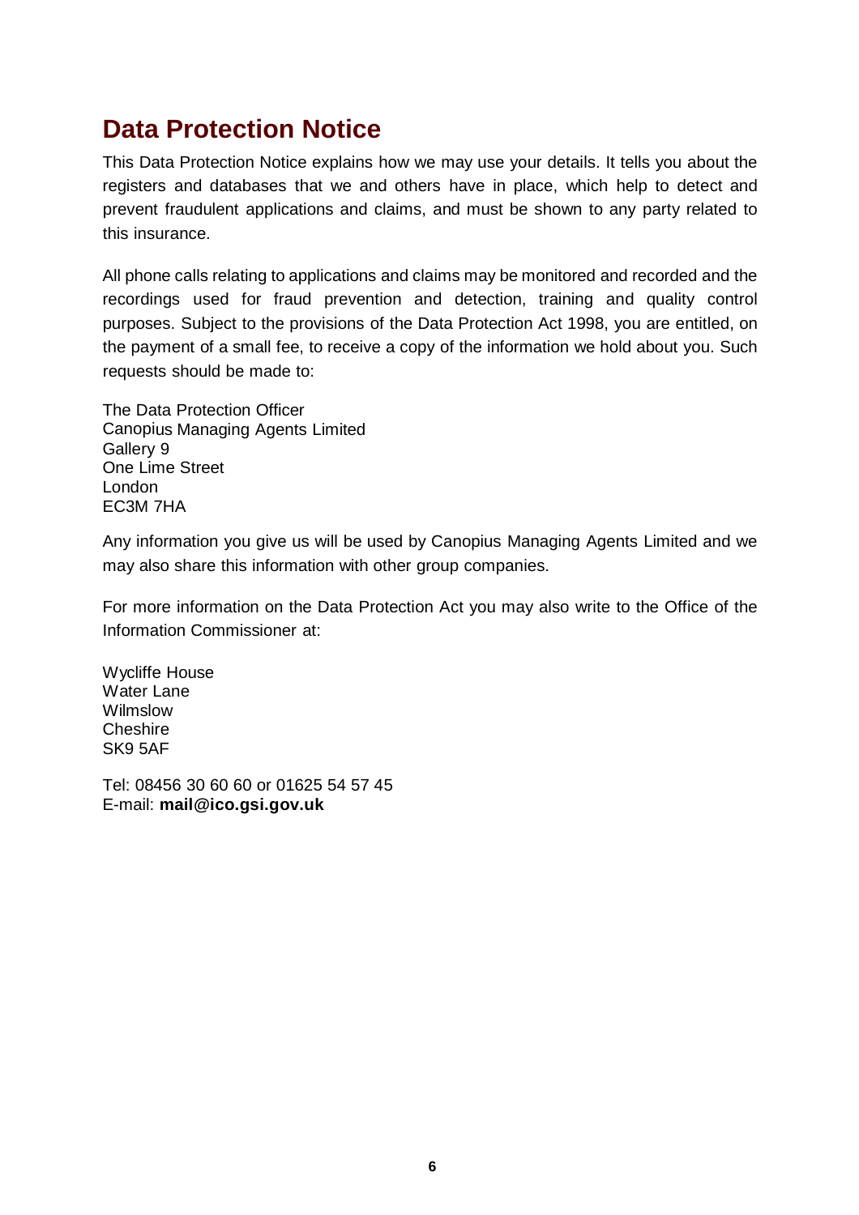## Data Protection Notice

This Data Protection Notice explains how we may use your details. It tells you about the registers and databases that we and others have in place, which help to detect and prevent fraudulent applications and claims, and must be shown to any party related to this insurance.

All phone calls relating to applications and claims may be monitored and recorded and the recordings used for fraud prevention and detection, training and quality control purposes. Subject to the provisions of the Data Protection Act 1998, you are entitled, on the payment of a small fee, to receive a copy of the information we hold about you. Such requests should be made to:

The Data Protection Officer  
Canopius Managing Agents Limited  
Gallery 9  
One Lime Street  
London  
EC3M 7HA

Any information you give us will be used by Canopius Managing Agents Limited and we may also share this information with other group companies.

For more information on the Data Protection Act you may also write to the Office of the Information Commissioner at:

Wycliffe House  
Water Lane  
Wilmslow  
Cheshire  
SK9 5AF

Tel: 08456 30 60 60 or 01625 54 57 45  
E-mail: **mail@ico.gsi.gov.uk**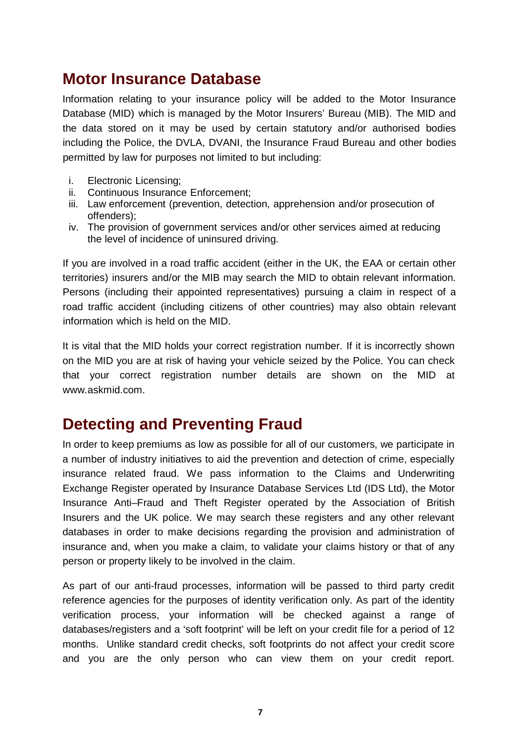## Motor Insurance Database

Information relating to your insurance policy will be added to the Motor Insurance Database (MID) which is managed by the Motor Insurers' Bureau (MIB). The MID and the data stored on it may be used by certain statutory and/or authorised bodies including the Police, the DVLA, DVANI, the Insurance Fraud Bureau and other bodies permitted by law for purposes not limited to but including:

i. Electronic Licensing;
ii. Continuous Insurance Enforcement;
iii. Law enforcement (prevention, detection, apprehension and/or prosecution of offenders);
iv. The provision of government services and/or other services aimed at reducing the level of incidence of uninsured driving.

If you are involved in a road traffic accident (either in the UK, the EAA or certain other territories) insurers and/or the MIB may search the MID to obtain relevant information. Persons (including their appointed representatives) pursuing a claim in respect of a road traffic accident (including citizens of other countries) may also obtain relevant information which is held on the MID.

It is vital that the MID holds your correct registration number. If it is incorrectly shown on the MID you are at risk of having your vehicle seized by the Police. You can check that your correct registration number details are shown on the MID at www.askmid.com.

## Detecting and Preventing Fraud

In order to keep premiums as low as possible for all of our customers, we participate in a number of industry initiatives to aid the prevention and detection of crime, especially insurance related fraud. We pass information to the Claims and Underwriting Exchange Register operated by Insurance Database Services Ltd (IDS Ltd), the Motor Insurance Anti–Fraud and Theft Register operated by the Association of British Insurers and the UK police. We may search these registers and any other relevant databases in order to make decisions regarding the provision and administration of insurance and, when you make a claim, to validate your claims history or that of any person or property likely to be involved in the claim.

As part of our anti-fraud processes, information will be passed to third party credit reference agencies for the purposes of identity verification only. As part of the identity verification process, your information will be checked against a range of databases/registers and a 'soft footprint' will be left on your credit file for a period of 12 months. Unlike standard credit checks, soft footprints do not affect your credit score and you are the only person who can view them on your credit report.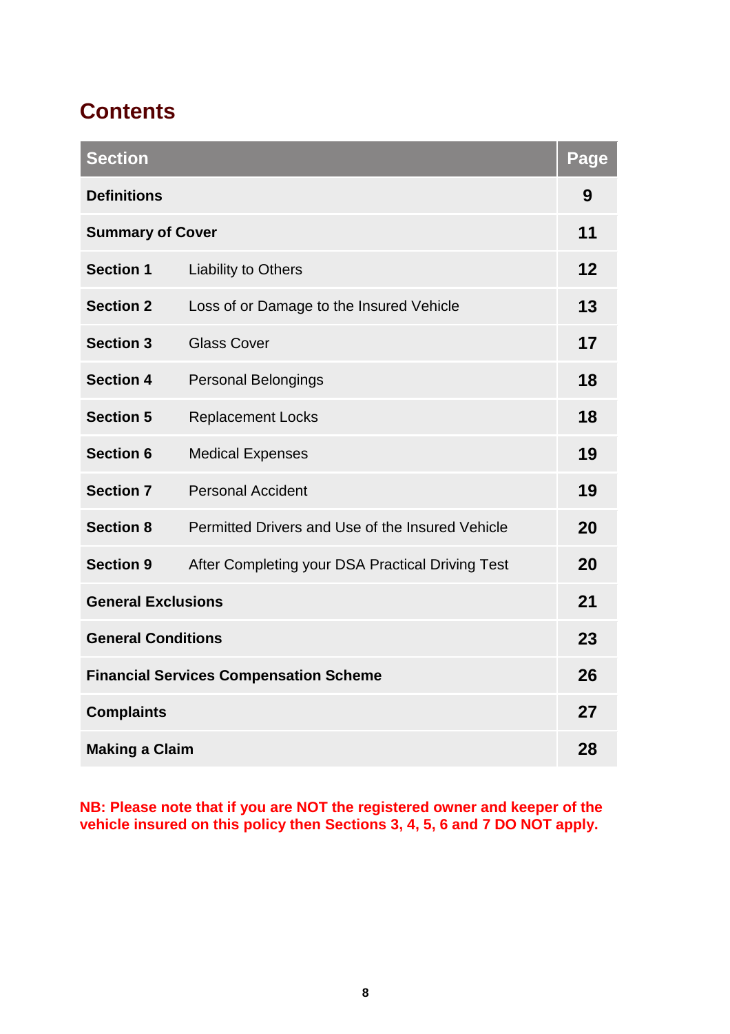## Contents

| Section | | Page |
|---|---|---|
| **Definitions** | | **9** |
| **Summary of Cover** | | **11** |
| **Section 1** | Liability to Others | **12** |
| **Section 2** | Loss of or Damage to the Insured Vehicle | **13** |
| **Section 3** | Glass Cover | **17** |
| **Section 4** | Personal Belongings | **18** |
| **Section 5** | Replacement Locks | **18** |
| **Section 6** | Medical Expenses | **19** |
| **Section 7** | Personal Accident | **19** |
| **Section 8** | Permitted Drivers and Use of the Insured Vehicle | **20** |
| **Section 9** | After Completing your DSA Practical Driving Test | **20** |
| **General Exclusions** | | **21** |
| **General Conditions** | | **23** |
| **Financial Services Compensation Scheme** | | **26** |
| **Complaints** | | **27** |
| **Making a Claim** | | **28** |

**NB: Please note that if you are NOT the registered owner and keeper of the vehicle insured on this policy then Sections 3, 4, 5, 6 and 7 DO NOT apply.**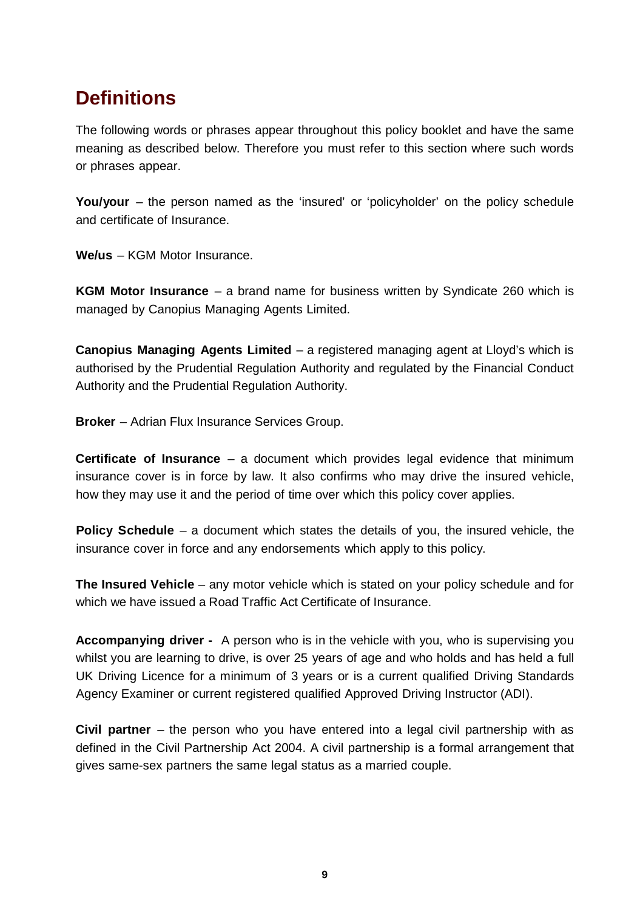# Definitions

The following words or phrases appear throughout this policy booklet and have the same meaning as described below. Therefore you must refer to this section where such words or phrases appear.

**You/your** – the person named as the 'insured' or 'policyholder' on the policy schedule and certificate of Insurance.

**We/us** – KGM Motor Insurance.

**KGM Motor Insurance** – a brand name for business written by Syndicate 260 which is managed by Canopius Managing Agents Limited.

**Canopius Managing Agents Limited** – a registered managing agent at Lloyd's which is authorised by the Prudential Regulation Authority and regulated by the Financial Conduct Authority and the Prudential Regulation Authority.

**Broker** – Adrian Flux Insurance Services Group.

**Certificate of Insurance** – a document which provides legal evidence that minimum insurance cover is in force by law. It also confirms who may drive the insured vehicle, how they may use it and the period of time over which this policy cover applies.

**Policy Schedule** – a document which states the details of you, the insured vehicle, the insurance cover in force and any endorsements which apply to this policy.

**The Insured Vehicle** – any motor vehicle which is stated on your policy schedule and for which we have issued a Road Traffic Act Certificate of Insurance.

**Accompanying driver -** A person who is in the vehicle with you, who is supervising you whilst you are learning to drive, is over 25 years of age and who holds and has held a full UK Driving Licence for a minimum of 3 years or is a current qualified Driving Standards Agency Examiner or current registered qualified Approved Driving Instructor (ADI).

**Civil partner** – the person who you have entered into a legal civil partnership with as defined in the Civil Partnership Act 2004. A civil partnership is a formal arrangement that gives same-sex partners the same legal status as a married couple.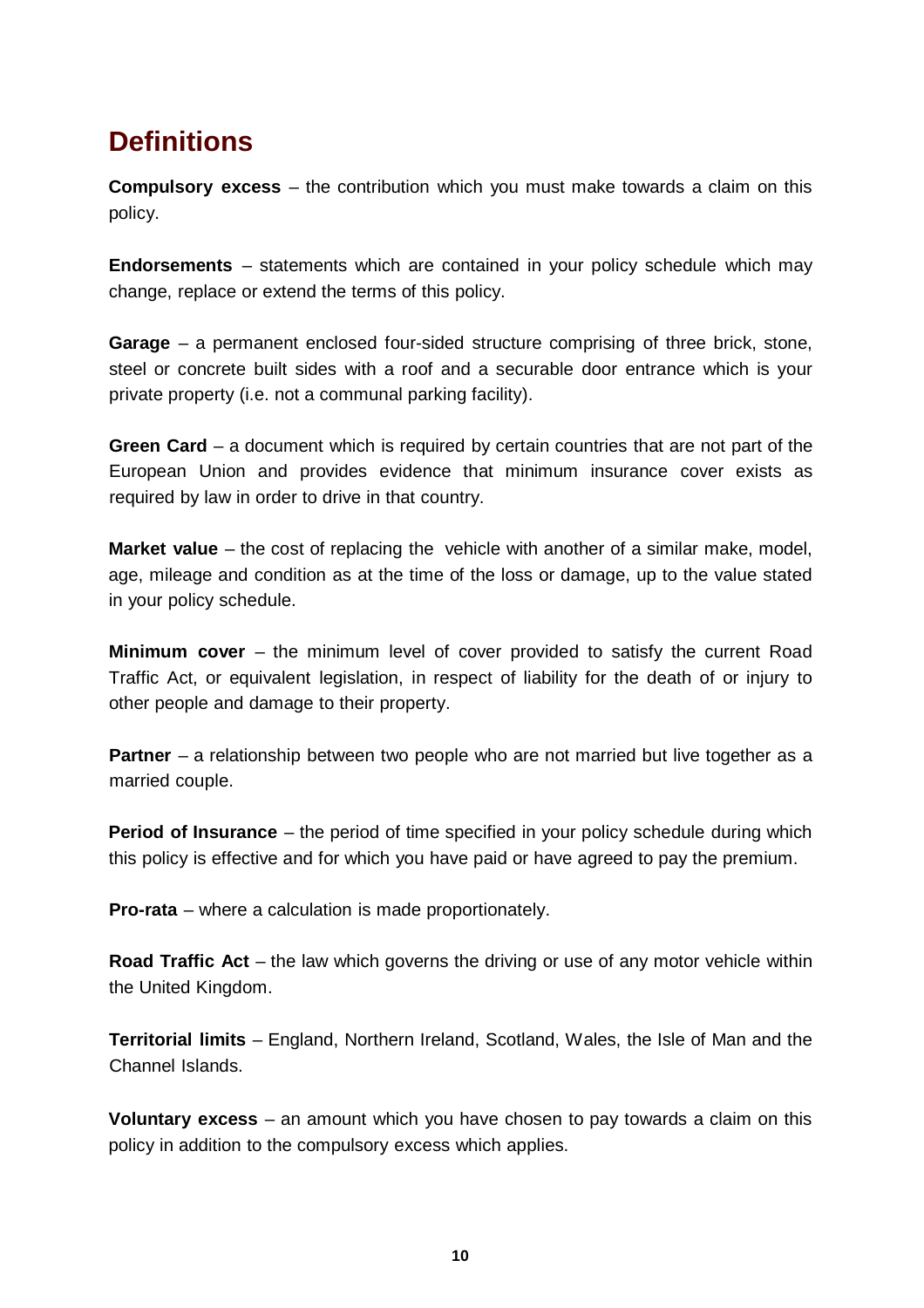# Definitions

**Compulsory excess** – the contribution which you must make towards a claim on this policy.

**Endorsements** – statements which are contained in your policy schedule which may change, replace or extend the terms of this policy.

**Garage** – a permanent enclosed four-sided structure comprising of three brick, stone, steel or concrete built sides with a roof and a securable door entrance which is your private property (i.e. not a communal parking facility).

**Green Card** – a document which is required by certain countries that are not part of the European Union and provides evidence that minimum insurance cover exists as required by law in order to drive in that country.

**Market value** – the cost of replacing the vehicle with another of a similar make, model, age, mileage and condition as at the time of the loss or damage, up to the value stated in your policy schedule.

**Minimum cover** – the minimum level of cover provided to satisfy the current Road Traffic Act, or equivalent legislation, in respect of liability for the death of or injury to other people and damage to their property.

**Partner** – a relationship between two people who are not married but live together as a married couple.

**Period of Insurance** – the period of time specified in your policy schedule during which this policy is effective and for which you have paid or have agreed to pay the premium.

**Pro-rata** – where a calculation is made proportionately.

**Road Traffic Act** – the law which governs the driving or use of any motor vehicle within the United Kingdom.

**Territorial limits** – England, Northern Ireland, Scotland, Wales, the Isle of Man and the Channel Islands.

**Voluntary excess** – an amount which you have chosen to pay towards a claim on this policy in addition to the compulsory excess which applies.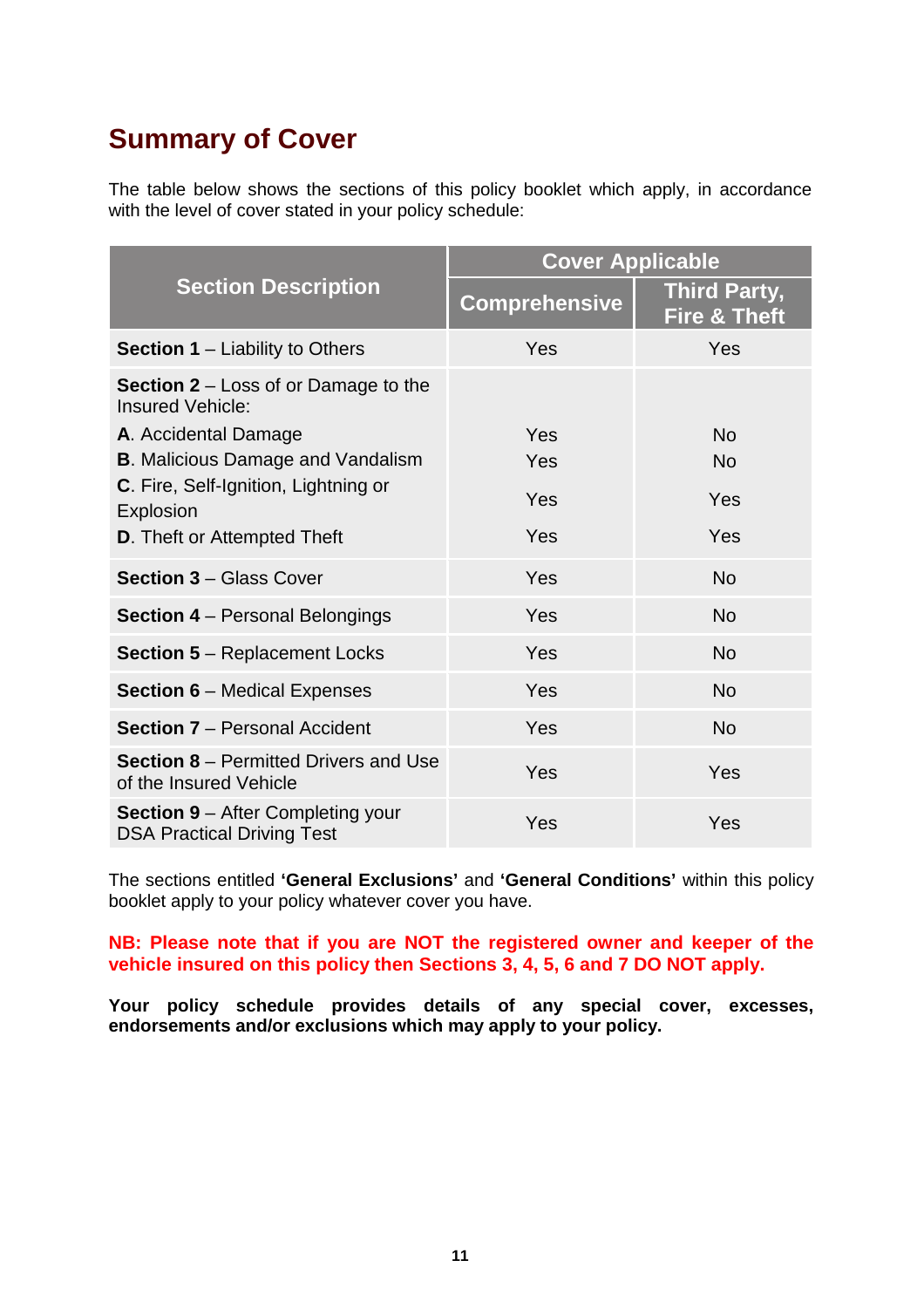# Summary of Cover

The table below shows the sections of this policy booklet which apply, in accordance with the level of cover stated in your policy schedule:

| Section Description | Cover Applicable | |
|---|---|---|
| | Comprehensive | Third Party, Fire & Theft |
| **Section 1** – Liability to Others | Yes | Yes |
| **Section 2** – Loss of or Damage to the Insured Vehicle: | | |
| **A**. Accidental Damage | Yes | No |
| **B**. Malicious Damage and Vandalism | Yes | No |
| **C**. Fire, Self-Ignition, Lightning or Explosion | Yes | Yes |
| **D**. Theft or Attempted Theft | Yes | Yes |
| **Section 3** – Glass Cover | Yes | No |
| **Section 4** – Personal Belongings | Yes | No |
| **Section 5** – Replacement Locks | Yes | No |
| **Section 6** – Medical Expenses | Yes | No |
| **Section 7** – Personal Accident | Yes | No |
| **Section 8** – Permitted Drivers and Use of the Insured Vehicle | Yes | Yes |
| **Section 9** – After Completing your DSA Practical Driving Test | Yes | Yes |

The sections entitled **'General Exclusions'** and **'General Conditions'** within this policy booklet apply to your policy whatever cover you have.

**NB: Please note that if you are NOT the registered owner and keeper of the vehicle insured on this policy then Sections 3, 4, 5, 6 and 7 DO NOT apply.**

**Your policy schedule provides details of any special cover, excesses, endorsements and/or exclusions which may apply to your policy.**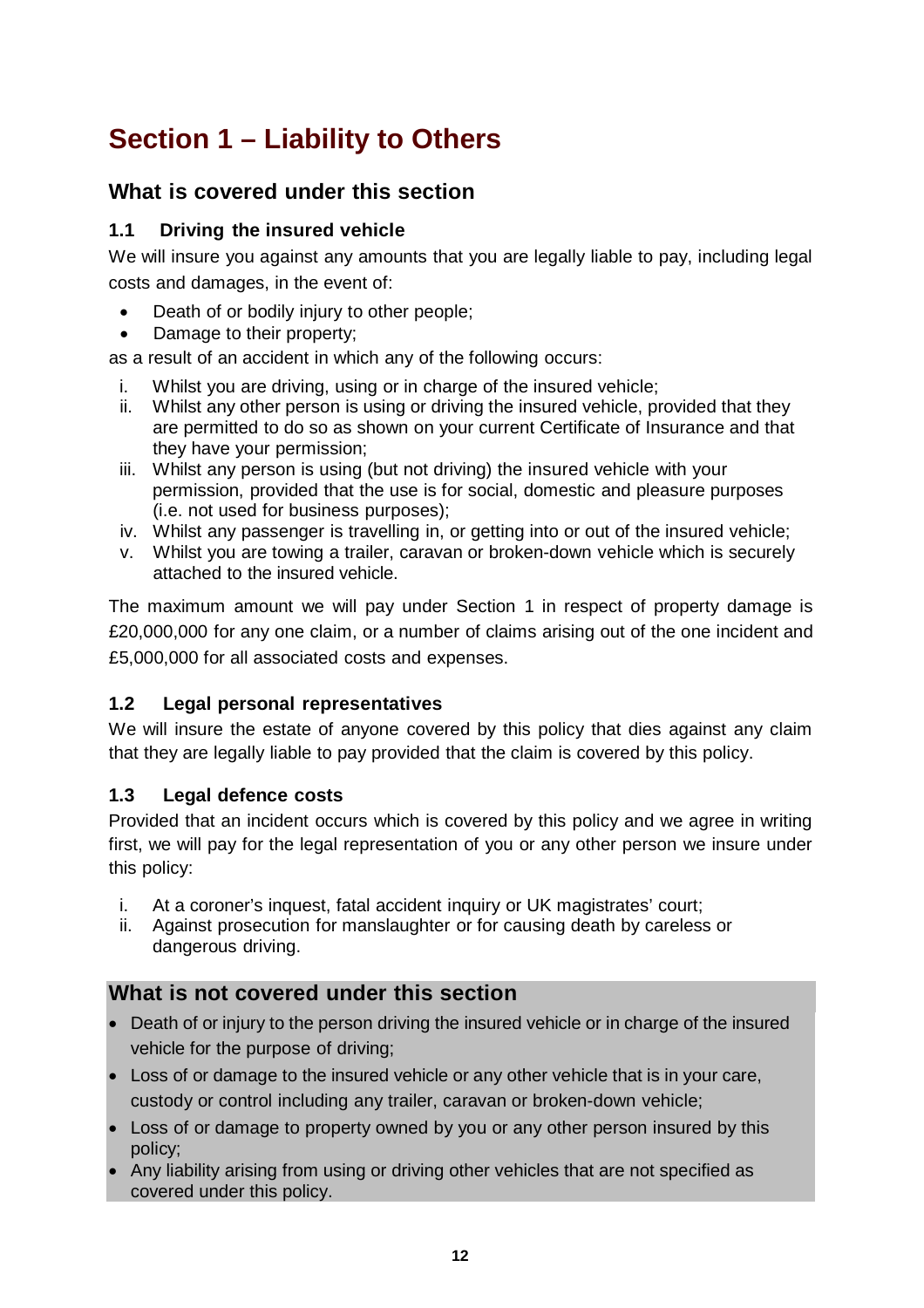# Section 1 – Liability to Others

## What is covered under this section

### 1.1 Driving the insured vehicle

We will insure you against any amounts that you are legally liable to pay, including legal costs and damages, in the event of:

- Death of or bodily injury to other people;
- Damage to their property;

as a result of an accident in which any of the following occurs:

i. Whilst you are driving, using or in charge of the insured vehicle;
ii. Whilst any other person is using or driving the insured vehicle, provided that they are permitted to do so as shown on your current Certificate of Insurance and that they have your permission;
iii. Whilst any person is using (but not driving) the insured vehicle with your permission, provided that the use is for social, domestic and pleasure purposes (i.e. not used for business purposes);
iv. Whilst any passenger is travelling in, or getting into or out of the insured vehicle;
v. Whilst you are towing a trailer, caravan or broken-down vehicle which is securely attached to the insured vehicle.

The maximum amount we will pay under Section 1 in respect of property damage is £20,000,000 for any one claim, or a number of claims arising out of the one incident and £5,000,000 for all associated costs and expenses.

### 1.2 Legal personal representatives

We will insure the estate of anyone covered by this policy that dies against any claim that they are legally liable to pay provided that the claim is covered by this policy.

### 1.3 Legal defence costs

Provided that an incident occurs which is covered by this policy and we agree in writing first, we will pay for the legal representation of you or any other person we insure under this policy:

i. At a coroner's inquest, fatal accident inquiry or UK magistrates' court;
ii. Against prosecution for manslaughter or for causing death by careless or dangerous driving.

## What is not covered under this section

- Death of or injury to the person driving the insured vehicle or in charge of the insured vehicle for the purpose of driving;
- Loss of or damage to the insured vehicle or any other vehicle that is in your care, custody or control including any trailer, caravan or broken-down vehicle;
- Loss of or damage to property owned by you or any other person insured by this policy;
- Any liability arising from using or driving other vehicles that are not specified as covered under this policy.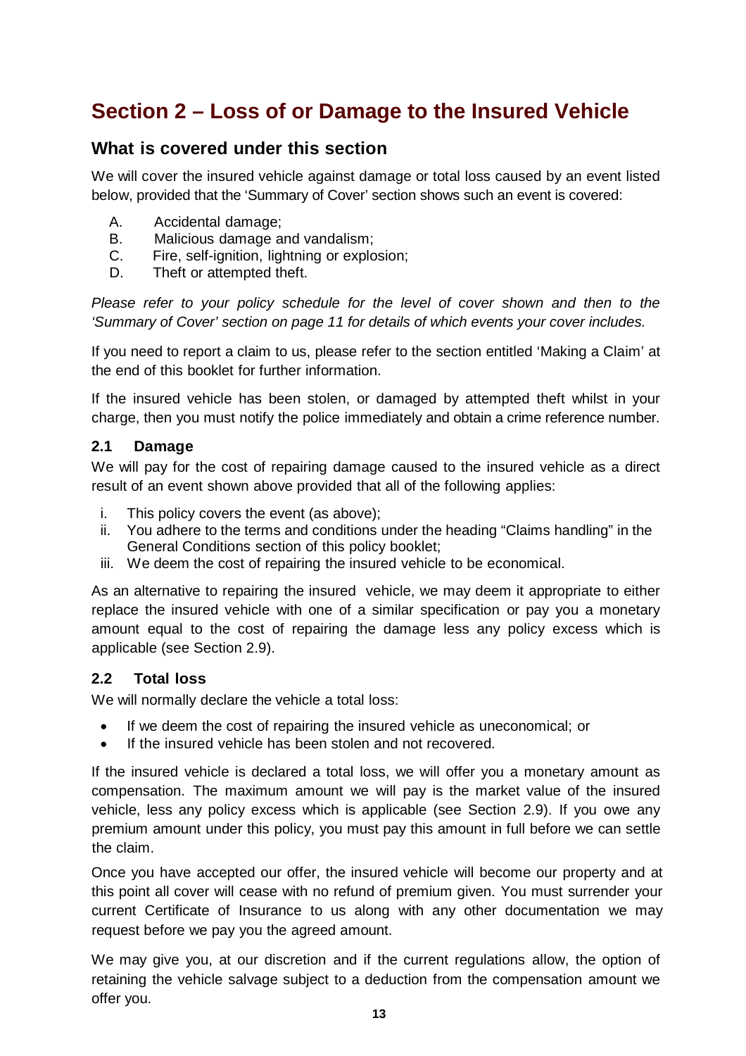# Section 2 – Loss of or Damage to the Insured Vehicle

## What is covered under this section

We will cover the insured vehicle against damage or total loss caused by an event listed below, provided that the 'Summary of Cover' section shows such an event is covered:

A. Accidental damage;
B. Malicious damage and vandalism;
C. Fire, self-ignition, lightning or explosion;
D. Theft or attempted theft.

*Please refer to your policy schedule for the level of cover shown and then to the 'Summary of Cover' section on page 11 for details of which events your cover includes.*

If you need to report a claim to us, please refer to the section entitled 'Making a Claim' at the end of this booklet for further information.

If the insured vehicle has been stolen, or damaged by attempted theft whilst in your charge, then you must notify the police immediately and obtain a crime reference number.

### 2.1 Damage

We will pay for the cost of repairing damage caused to the insured vehicle as a direct result of an event shown above provided that all of the following applies:

i. This policy covers the event (as above);
ii. You adhere to the terms and conditions under the heading "Claims handling" in the General Conditions section of this policy booklet;
iii. We deem the cost of repairing the insured vehicle to be economical.

As an alternative to repairing the insured vehicle, we may deem it appropriate to either replace the insured vehicle with one of a similar specification or pay you a monetary amount equal to the cost of repairing the damage less any policy excess which is applicable (see Section 2.9).

### 2.2 Total loss

We will normally declare the vehicle a total loss:

- If we deem the cost of repairing the insured vehicle as uneconomical; or
- If the insured vehicle has been stolen and not recovered.

If the insured vehicle is declared a total loss, we will offer you a monetary amount as compensation. The maximum amount we will pay is the market value of the insured vehicle, less any policy excess which is applicable (see Section 2.9). If you owe any premium amount under this policy, you must pay this amount in full before we can settle the claim.

Once you have accepted our offer, the insured vehicle will become our property and at this point all cover will cease with no refund of premium given. You must surrender your current Certificate of Insurance to us along with any other documentation we may request before we pay you the agreed amount.

We may give you, at our discretion and if the current regulations allow, the option of retaining the vehicle salvage subject to a deduction from the compensation amount we offer you.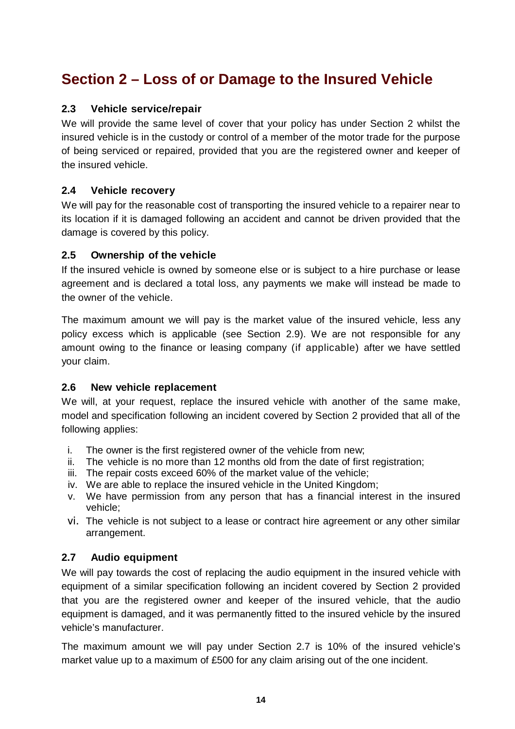# Section 2 – Loss of or Damage to the Insured Vehicle

### 2.3 Vehicle service/repair

We will provide the same level of cover that your policy has under Section 2 whilst the insured vehicle is in the custody or control of a member of the motor trade for the purpose of being serviced or repaired, provided that you are the registered owner and keeper of the insured vehicle.

### 2.4 Vehicle recovery

We will pay for the reasonable cost of transporting the insured vehicle to a repairer near to its location if it is damaged following an accident and cannot be driven provided that the damage is covered by this policy.

### 2.5 Ownership of the vehicle

If the insured vehicle is owned by someone else or is subject to a hire purchase or lease agreement and is declared a total loss, any payments we make will instead be made to the owner of the vehicle.

The maximum amount we will pay is the market value of the insured vehicle, less any policy excess which is applicable (see Section 2.9). We are not responsible for any amount owing to the finance or leasing company (if applicable) after we have settled your claim.

### 2.6 New vehicle replacement

We will, at your request, replace the insured vehicle with another of the same make, model and specification following an incident covered by Section 2 provided that all of the following applies:

i. The owner is the first registered owner of the vehicle from new;
ii. The vehicle is no more than 12 months old from the date of first registration;
iii. The repair costs exceed 60% of the market value of the vehicle;
iv. We are able to replace the insured vehicle in the United Kingdom;
v. We have permission from any person that has a financial interest in the insured vehicle;
vi. The vehicle is not subject to a lease or contract hire agreement or any other similar arrangement.

### 2.7 Audio equipment

We will pay towards the cost of replacing the audio equipment in the insured vehicle with equipment of a similar specification following an incident covered by Section 2 provided that you are the registered owner and keeper of the insured vehicle, that the audio equipment is damaged, and it was permanently fitted to the insured vehicle by the insured vehicle's manufacturer.

The maximum amount we will pay under Section 2.7 is 10% of the insured vehicle's market value up to a maximum of £500 for any claim arising out of the one incident.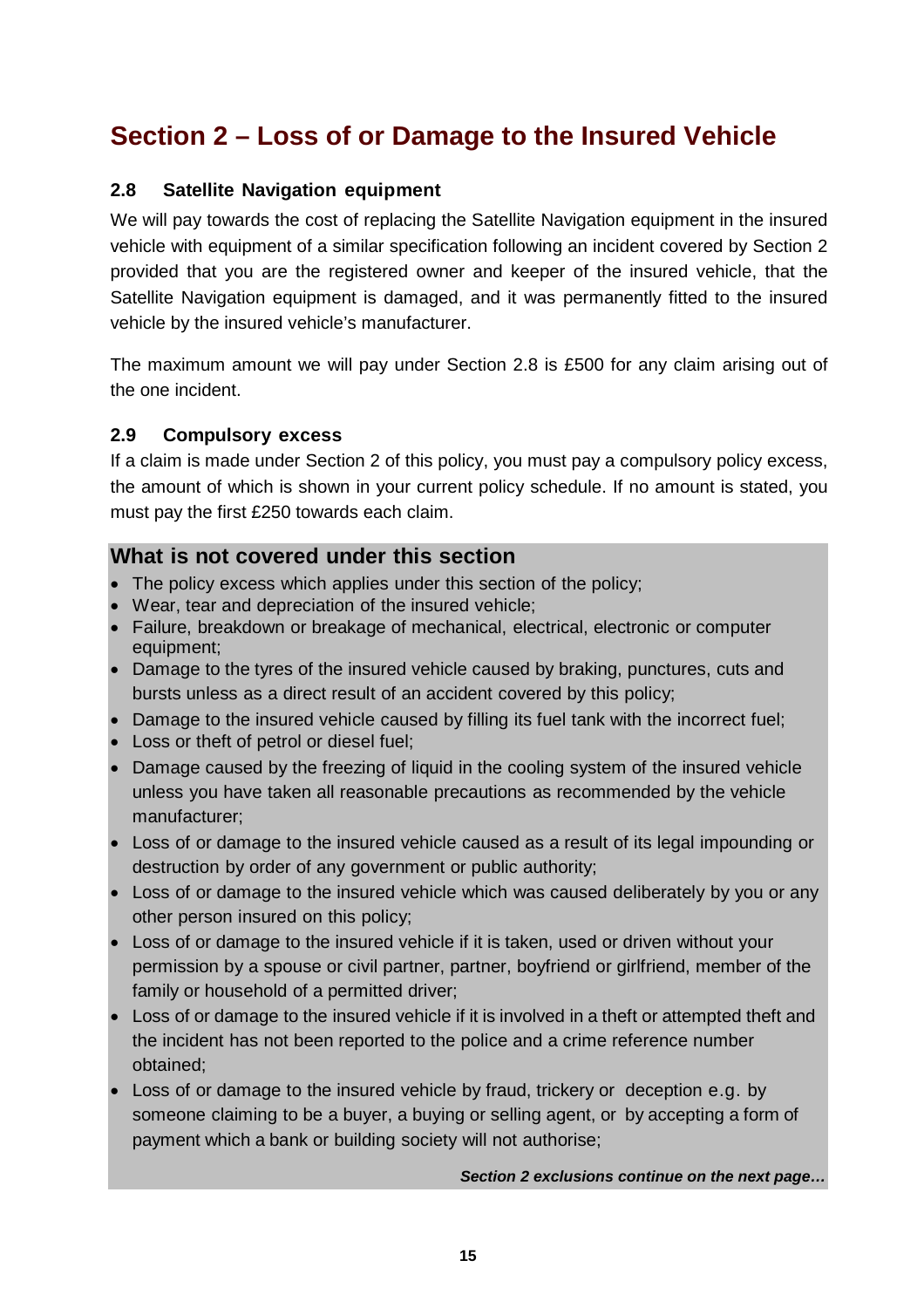# Section 2 – Loss of or Damage to the Insured Vehicle

### 2.8 Satellite Navigation equipment

We will pay towards the cost of replacing the Satellite Navigation equipment in the insured vehicle with equipment of a similar specification following an incident covered by Section 2 provided that you are the registered owner and keeper of the insured vehicle, that the Satellite Navigation equipment is damaged, and it was permanently fitted to the insured vehicle by the insured vehicle's manufacturer.

The maximum amount we will pay under Section 2.8 is £500 for any claim arising out of the one incident.

### 2.9 Compulsory excess

If a claim is made under Section 2 of this policy, you must pay a compulsory policy excess, the amount of which is shown in your current policy schedule. If no amount is stated, you must pay the first £250 towards each claim.

## What is not covered under this section

- The policy excess which applies under this section of the policy;
- Wear, tear and depreciation of the insured vehicle;
- Failure, breakdown or breakage of mechanical, electrical, electronic or computer equipment;
- Damage to the tyres of the insured vehicle caused by braking, punctures, cuts and bursts unless as a direct result of an accident covered by this policy;
- Damage to the insured vehicle caused by filling its fuel tank with the incorrect fuel;
- Loss or theft of petrol or diesel fuel;
- Damage caused by the freezing of liquid in the cooling system of the insured vehicle unless you have taken all reasonable precautions as recommended by the vehicle manufacturer;
- Loss of or damage to the insured vehicle caused as a result of its legal impounding or destruction by order of any government or public authority;
- Loss of or damage to the insured vehicle which was caused deliberately by you or any other person insured on this policy;
- Loss of or damage to the insured vehicle if it is taken, used or driven without your permission by a spouse or civil partner, partner, boyfriend or girlfriend, member of the family or household of a permitted driver;
- Loss of or damage to the insured vehicle if it is involved in a theft or attempted theft and the incident has not been reported to the police and a crime reference number obtained;
- Loss of or damage to the insured vehicle by fraud, trickery or deception e.g. by someone claiming to be a buyer, a buying or selling agent, or by accepting a form of payment which a bank or building society will not authorise;

***Section 2 exclusions continue on the next page…***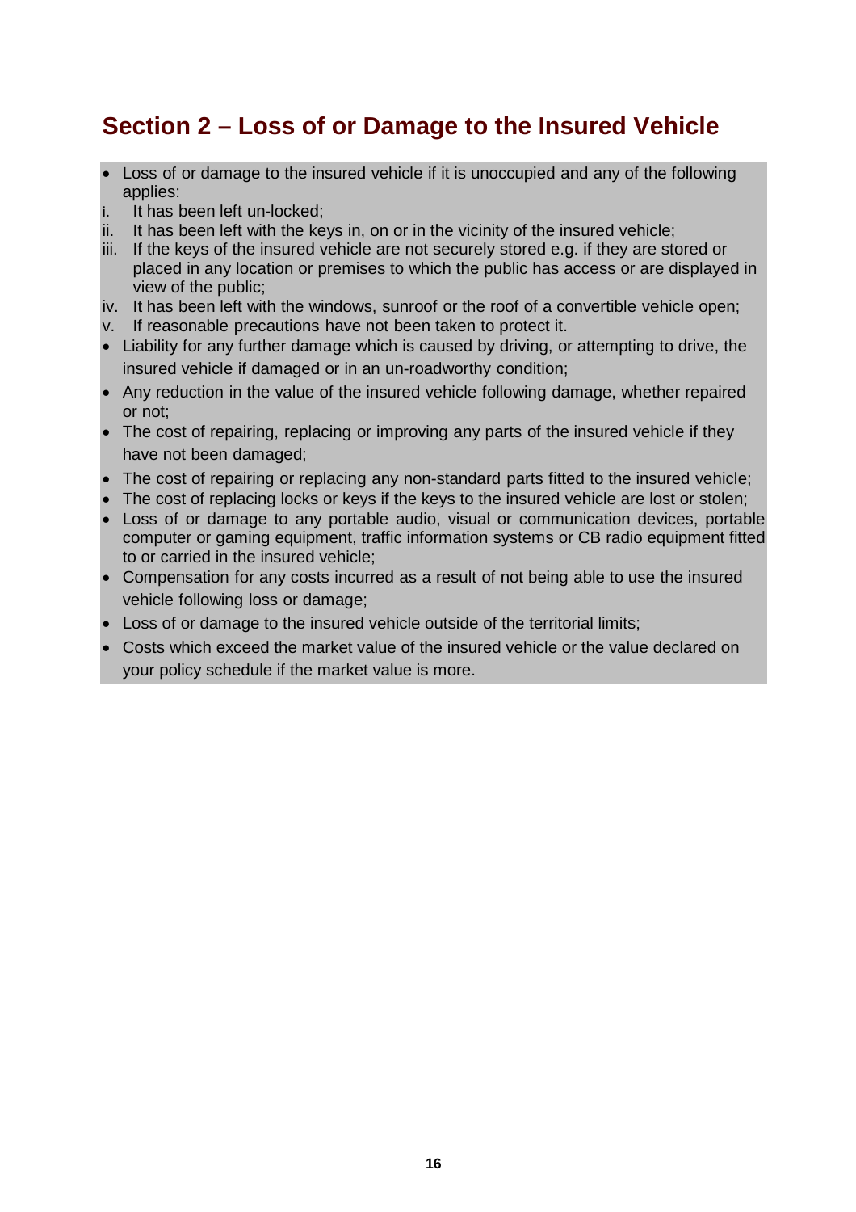## Section 2 – Loss of or Damage to the Insured Vehicle

- Loss of or damage to the insured vehicle if it is unoccupied and any of the following applies:
  - i. It has been left un-locked;
  - ii. It has been left with the keys in, on or in the vicinity of the insured vehicle;
  - iii. If the keys of the insured vehicle are not securely stored e.g. if they are stored or placed in any location or premises to which the public has access or are displayed in view of the public;
  - iv. It has been left with the windows, sunroof or the roof of a convertible vehicle open;
  - v. If reasonable precautions have not been taken to protect it.
- Liability for any further damage which is caused by driving, or attempting to drive, the insured vehicle if damaged or in an un-roadworthy condition;
- Any reduction in the value of the insured vehicle following damage, whether repaired or not;
- The cost of repairing, replacing or improving any parts of the insured vehicle if they have not been damaged;
- The cost of repairing or replacing any non-standard parts fitted to the insured vehicle;
- The cost of replacing locks or keys if the keys to the insured vehicle are lost or stolen;
- Loss of or damage to any portable audio, visual or communication devices, portable computer or gaming equipment, traffic information systems or CB radio equipment fitted to or carried in the insured vehicle;
- Compensation for any costs incurred as a result of not being able to use the insured vehicle following loss or damage;
- Loss of or damage to the insured vehicle outside of the territorial limits;
- Costs which exceed the market value of the insured vehicle or the value declared on your policy schedule if the market value is more.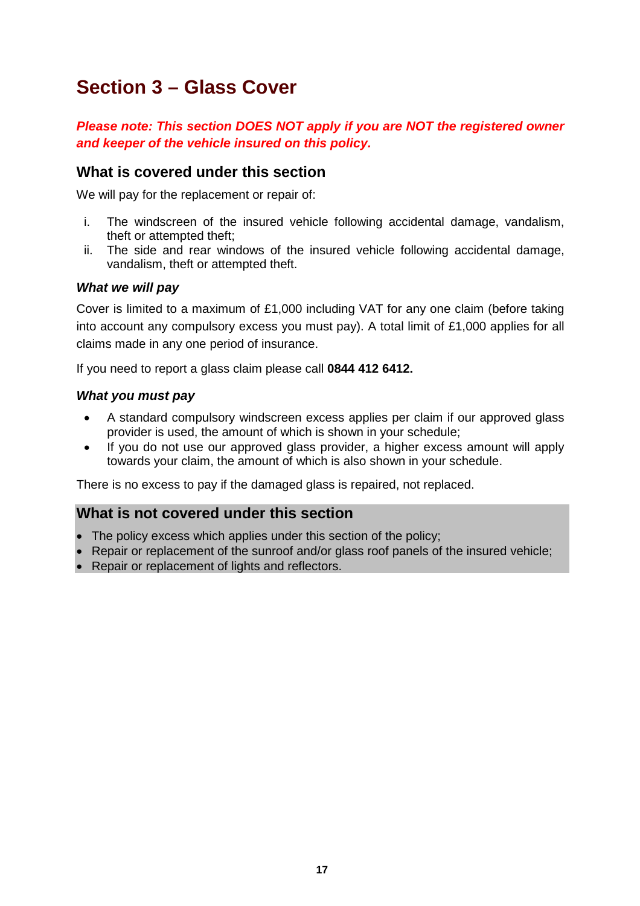# Section 3 – Glass Cover

***Please note: This section DOES NOT apply if you are NOT the registered owner and keeper of the vehicle insured on this policy.***

## What is covered under this section

We will pay for the replacement or repair of:

i. The windscreen of the insured vehicle following accidental damage, vandalism, theft or attempted theft;
ii. The side and rear windows of the insured vehicle following accidental damage, vandalism, theft or attempted theft.

### *What we will pay*

Cover is limited to a maximum of £1,000 including VAT for any one claim (before taking into account any compulsory excess you must pay). A total limit of £1,000 applies for all claims made in any one period of insurance.

If you need to report a glass claim please call **0844 412 6412.**

### *What you must pay*

- A standard compulsory windscreen excess applies per claim if our approved glass provider is used, the amount of which is shown in your schedule;
- If you do not use our approved glass provider, a higher excess amount will apply towards your claim, the amount of which is also shown in your schedule.

There is no excess to pay if the damaged glass is repaired, not replaced.

## What is not covered under this section

- The policy excess which applies under this section of the policy;
- Repair or replacement of the sunroof and/or glass roof panels of the insured vehicle;
- Repair or replacement of lights and reflectors.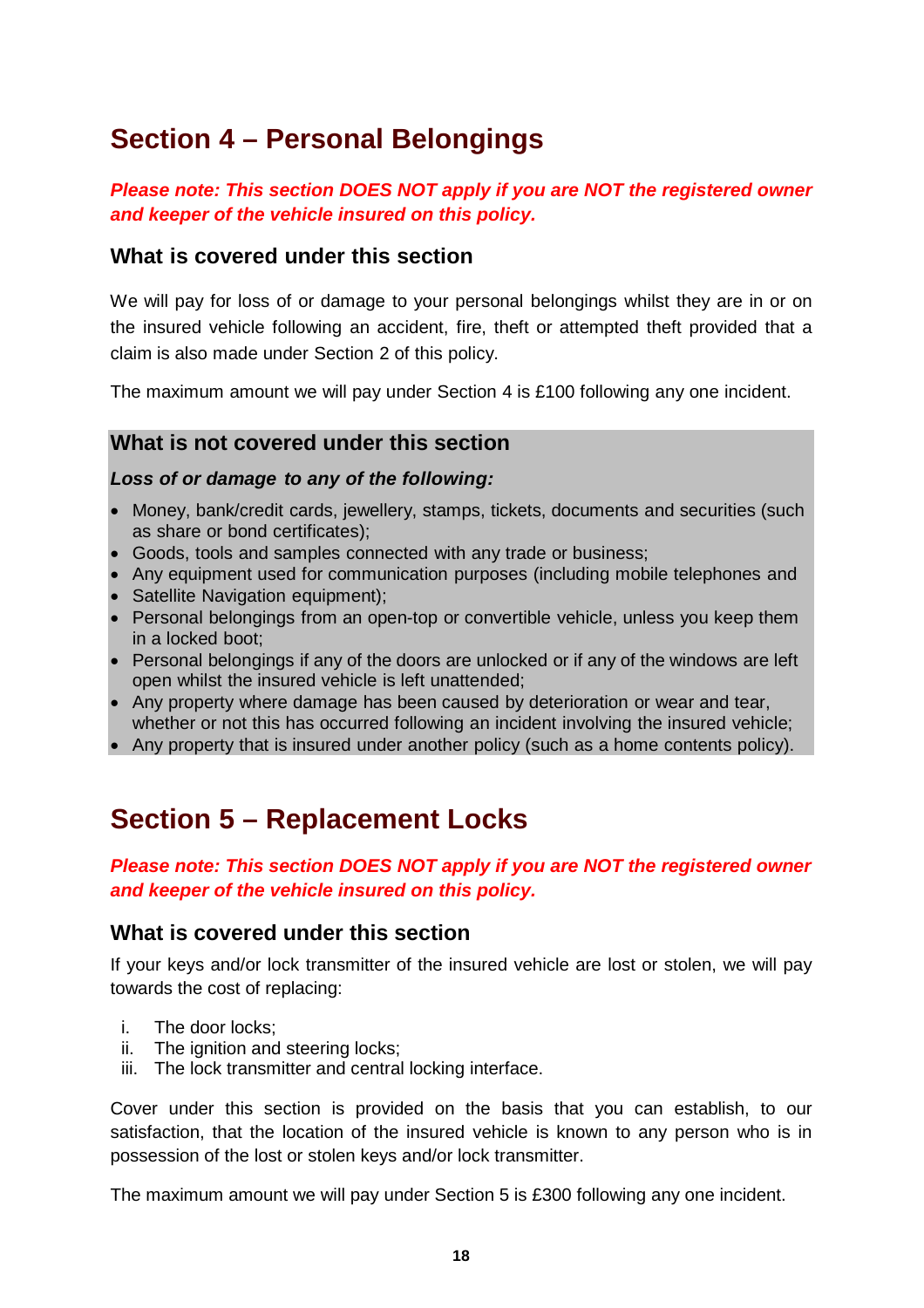# Section 4 – Personal Belongings

***Please note: This section DOES NOT apply if you are NOT the registered owner and keeper of the vehicle insured on this policy.***

## What is covered under this section

We will pay for loss of or damage to your personal belongings whilst they are in or on the insured vehicle following an accident, fire, theft or attempted theft provided that a claim is also made under Section 2 of this policy.

The maximum amount we will pay under Section 4 is £100 following any one incident.

## What is not covered under this section

***Loss of or damage to any of the following:***

- Money, bank/credit cards, jewellery, stamps, tickets, documents and securities (such as share or bond certificates);
- Goods, tools and samples connected with any trade or business;
- Any equipment used for communication purposes (including mobile telephones and
- Satellite Navigation equipment);
- Personal belongings from an open-top or convertible vehicle, unless you keep them in a locked boot;
- Personal belongings if any of the doors are unlocked or if any of the windows are left open whilst the insured vehicle is left unattended;
- Any property where damage has been caused by deterioration or wear and tear, whether or not this has occurred following an incident involving the insured vehicle;
- Any property that is insured under another policy (such as a home contents policy).

# Section 5 – Replacement Locks

***Please note: This section DOES NOT apply if you are NOT the registered owner and keeper of the vehicle insured on this policy.***

## What is covered under this section

If your keys and/or lock transmitter of the insured vehicle are lost or stolen, we will pay towards the cost of replacing:

i. The door locks;
ii. The ignition and steering locks;
iii. The lock transmitter and central locking interface.

Cover under this section is provided on the basis that you can establish, to our satisfaction, that the location of the insured vehicle is known to any person who is in possession of the lost or stolen keys and/or lock transmitter.

The maximum amount we will pay under Section 5 is £300 following any one incident.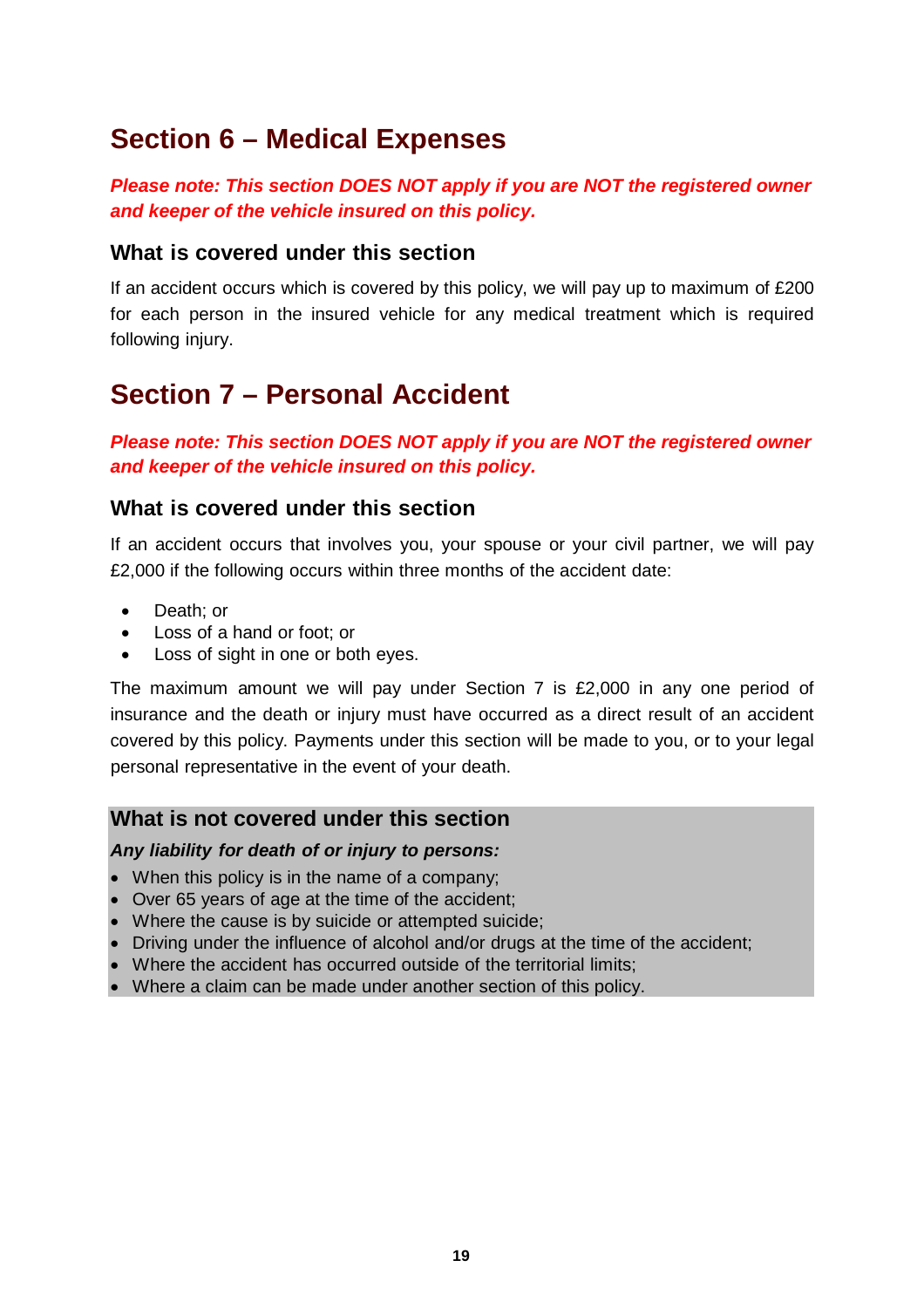## Section 6 – Medical Expenses

***Please note: This section DOES NOT apply if you are NOT the registered owner and keeper of the vehicle insured on this policy.***

### What is covered under this section

If an accident occurs which is covered by this policy, we will pay up to maximum of £200 for each person in the insured vehicle for any medical treatment which is required following injury.

## Section 7 – Personal Accident

***Please note: This section DOES NOT apply if you are NOT the registered owner and keeper of the vehicle insured on this policy.***

### What is covered under this section

If an accident occurs that involves you, your spouse or your civil partner, we will pay £2,000 if the following occurs within three months of the accident date:

- Death; or
- Loss of a hand or foot; or
- Loss of sight in one or both eyes.

The maximum amount we will pay under Section 7 is £2,000 in any one period of insurance and the death or injury must have occurred as a direct result of an accident covered by this policy. Payments under this section will be made to you, or to your legal personal representative in the event of your death.

### What is not covered under this section

***Any liability for death of or injury to persons:***

- When this policy is in the name of a company;
- Over 65 years of age at the time of the accident;
- Where the cause is by suicide or attempted suicide;
- Driving under the influence of alcohol and/or drugs at the time of the accident;
- Where the accident has occurred outside of the territorial limits;
- Where a claim can be made under another section of this policy.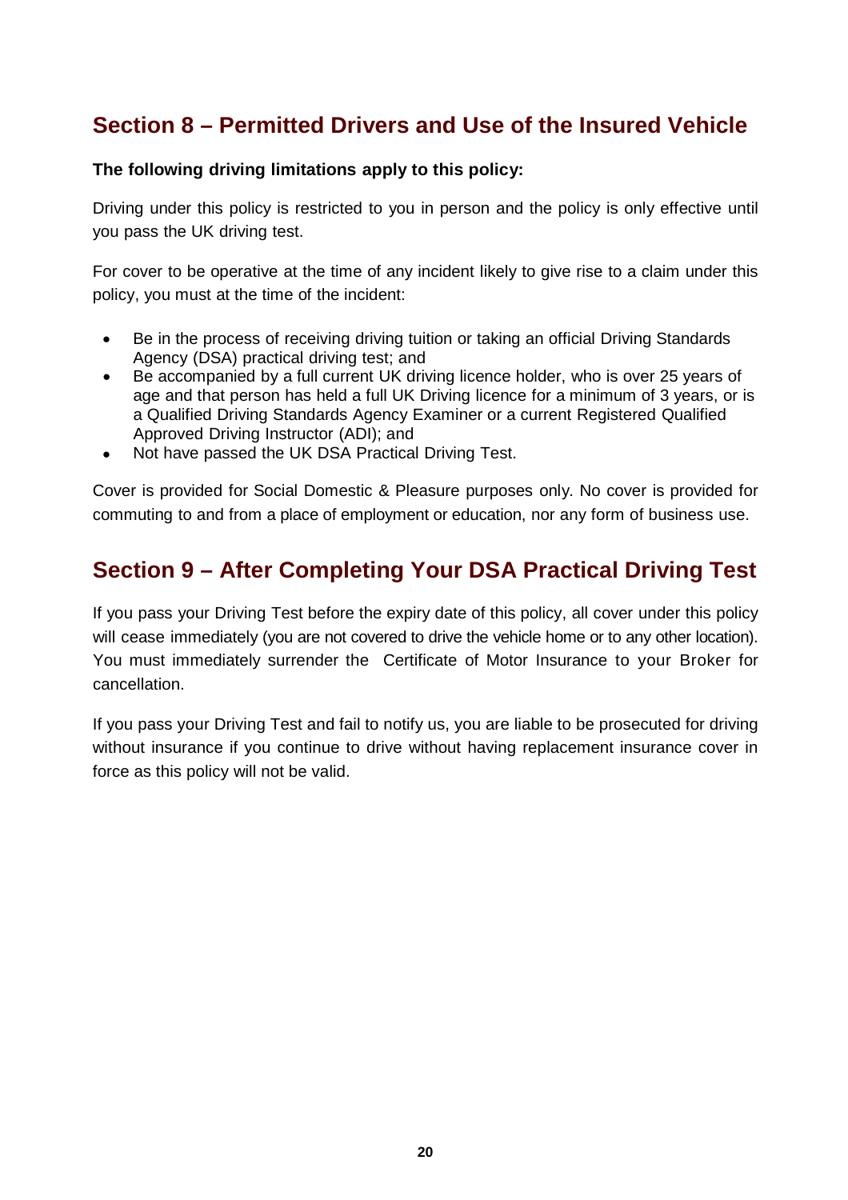## Section 8 – Permitted Drivers and Use of the Insured Vehicle

**The following driving limitations apply to this policy:**

Driving under this policy is restricted to you in person and the policy is only effective until you pass the UK driving test.

For cover to be operative at the time of any incident likely to give rise to a claim under this policy, you must at the time of the incident:

- Be in the process of receiving driving tuition or taking an official Driving Standards Agency (DSA) practical driving test; and
- Be accompanied by a full current UK driving licence holder, who is over 25 years of age and that person has held a full UK Driving licence for a minimum of 3 years, or is a Qualified Driving Standards Agency Examiner or a current Registered Qualified Approved Driving Instructor (ADI); and
- Not have passed the UK DSA Practical Driving Test.

Cover is provided for Social Domestic & Pleasure purposes only. No cover is provided for commuting to and from a place of employment or education, nor any form of business use.

## Section 9 – After Completing Your DSA Practical Driving Test

If you pass your Driving Test before the expiry date of this policy, all cover under this policy will cease immediately (you are not covered to drive the vehicle home or to any other location). You must immediately surrender the Certificate of Motor Insurance to your Broker for cancellation.

If you pass your Driving Test and fail to notify us, you are liable to be prosecuted for driving without insurance if you continue to drive without having replacement insurance cover in force as this policy will not be valid.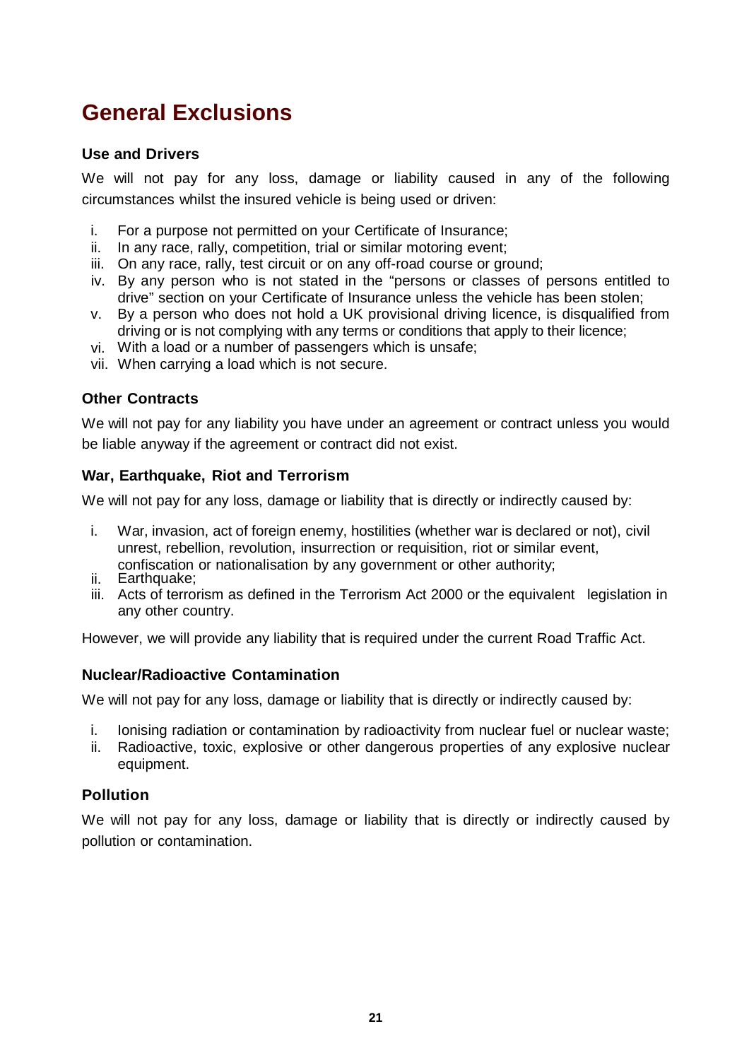# General Exclusions

### Use and Drivers

We will not pay for any loss, damage or liability caused in any of the following circumstances whilst the insured vehicle is being used or driven:

i. For a purpose not permitted on your Certificate of Insurance;
ii. In any race, rally, competition, trial or similar motoring event;
iii. On any race, rally, test circuit or on any off-road course or ground;
iv. By any person who is not stated in the “persons or classes of persons entitled to drive” section on your Certificate of Insurance unless the vehicle has been stolen;
v. By a person who does not hold a UK provisional driving licence, is disqualified from driving or is not complying with any terms or conditions that apply to their licence;
vi. With a load or a number of passengers which is unsafe;
vii. When carrying a load which is not secure.

### Other Contracts

We will not pay for any liability you have under an agreement or contract unless you would be liable anyway if the agreement or contract did not exist.

### War, Earthquake, Riot and Terrorism

We will not pay for any loss, damage or liability that is directly or indirectly caused by:

i. War, invasion, act of foreign enemy, hostilities (whether war is declared or not), civil unrest, rebellion, revolution, insurrection or requisition, riot or similar event, confiscation or nationalisation by any government or other authority;
ii. Earthquake;
iii. Acts of terrorism as defined in the Terrorism Act 2000 or the equivalent legislation in any other country.

However, we will provide any liability that is required under the current Road Traffic Act.

### Nuclear/Radioactive Contamination

We will not pay for any loss, damage or liability that is directly or indirectly caused by:

i. Ionising radiation or contamination by radioactivity from nuclear fuel or nuclear waste;
ii. Radioactive, toxic, explosive or other dangerous properties of any explosive nuclear equipment.

### Pollution

We will not pay for any loss, damage or liability that is directly or indirectly caused by pollution or contamination.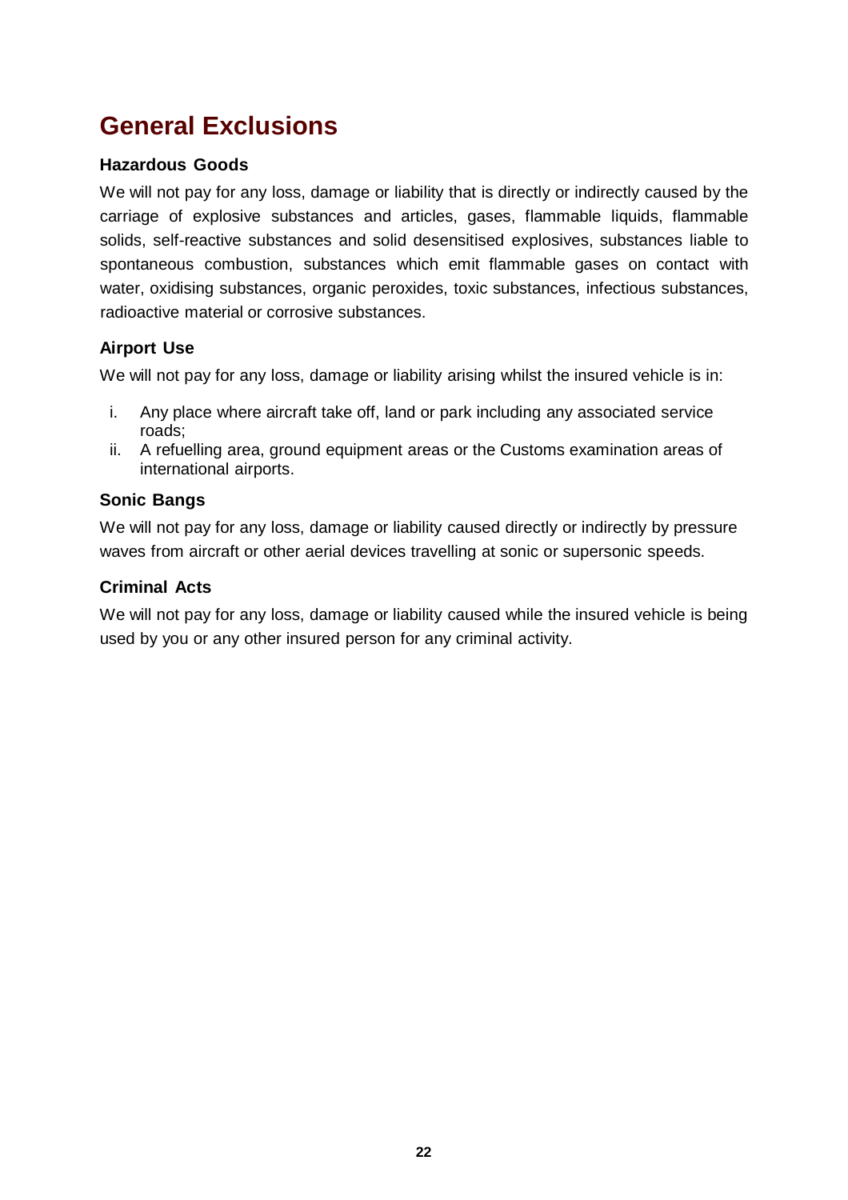# General Exclusions

### Hazardous Goods

We will not pay for any loss, damage or liability that is directly or indirectly caused by the carriage of explosive substances and articles, gases, flammable liquids, flammable solids, self-reactive substances and solid desensitised explosives, substances liable to spontaneous combustion, substances which emit flammable gases on contact with water, oxidising substances, organic peroxides, toxic substances, infectious substances, radioactive material or corrosive substances.

### Airport Use

We will not pay for any loss, damage or liability arising whilst the insured vehicle is in:

i. Any place where aircraft take off, land or park including any associated service roads;
ii. A refuelling area, ground equipment areas or the Customs examination areas of international airports.

### Sonic Bangs

We will not pay for any loss, damage or liability caused directly or indirectly by pressure waves from aircraft or other aerial devices travelling at sonic or supersonic speeds.

### Criminal Acts

We will not pay for any loss, damage or liability caused while the insured vehicle is being used by you or any other insured person for any criminal activity.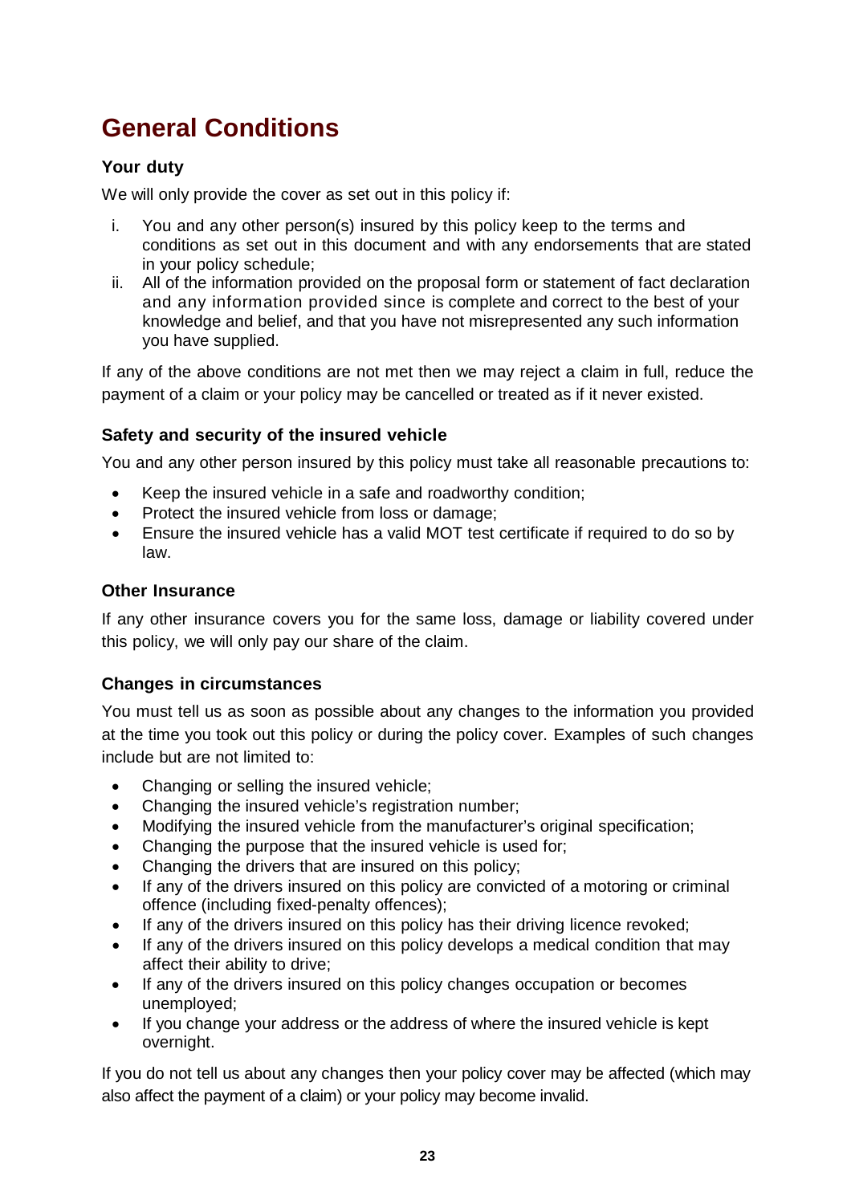# General Conditions

### Your duty

We will only provide the cover as set out in this policy if:

i. You and any other person(s) insured by this policy keep to the terms and conditions as set out in this document and with any endorsements that are stated in your policy schedule;
ii. All of the information provided on the proposal form or statement of fact declaration and any information provided since is complete and correct to the best of your knowledge and belief, and that you have not misrepresented any such information you have supplied.

If any of the above conditions are not met then we may reject a claim in full, reduce the payment of a claim or your policy may be cancelled or treated as if it never existed.

### Safety and security of the insured vehicle

You and any other person insured by this policy must take all reasonable precautions to:

- Keep the insured vehicle in a safe and roadworthy condition;
- Protect the insured vehicle from loss or damage;
- Ensure the insured vehicle has a valid MOT test certificate if required to do so by law.

### Other Insurance

If any other insurance covers you for the same loss, damage or liability covered under this policy, we will only pay our share of the claim.

### Changes in circumstances

You must tell us as soon as possible about any changes to the information you provided at the time you took out this policy or during the policy cover. Examples of such changes include but are not limited to:

- Changing or selling the insured vehicle;
- Changing the insured vehicle's registration number;
- Modifying the insured vehicle from the manufacturer's original specification;
- Changing the purpose that the insured vehicle is used for;
- Changing the drivers that are insured on this policy;
- If any of the drivers insured on this policy are convicted of a motoring or criminal offence (including fixed-penalty offences);
- If any of the drivers insured on this policy has their driving licence revoked;
- If any of the drivers insured on this policy develops a medical condition that may affect their ability to drive;
- If any of the drivers insured on this policy changes occupation or becomes unemployed;
- If you change your address or the address of where the insured vehicle is kept overnight.

If you do not tell us about any changes then your policy cover may be affected (which may also affect the payment of a claim) or your policy may become invalid.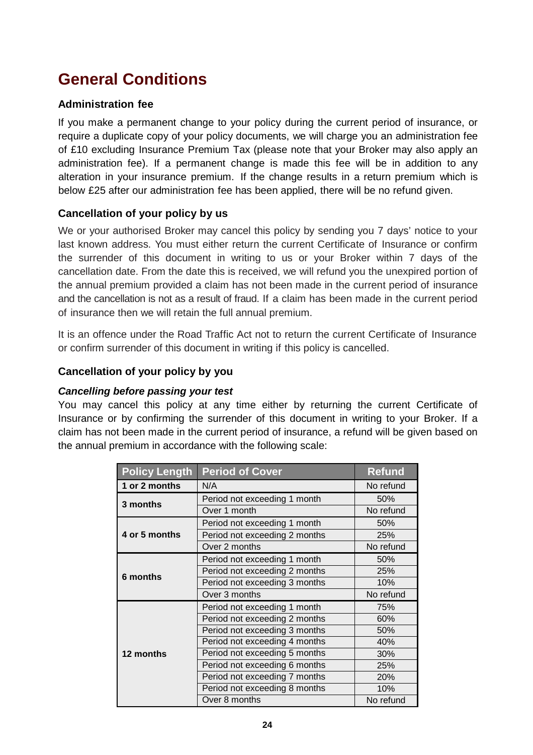# General Conditions

### Administration fee

If you make a permanent change to your policy during the current period of insurance, or require a duplicate copy of your policy documents, we will charge you an administration fee of £10 excluding Insurance Premium Tax (please note that your Broker may also apply an administration fee). If a permanent change is made this fee will be in addition to any alteration in your insurance premium. If the change results in a return premium which is below £25 after our administration fee has been applied, there will be no refund given.

### Cancellation of your policy by us

We or your authorised Broker may cancel this policy by sending you 7 days' notice to your last known address. You must either return the current Certificate of Insurance or confirm the surrender of this document in writing to us or your Broker within 7 days of the cancellation date. From the date this is received, we will refund you the unexpired portion of the annual premium provided a claim has not been made in the current period of insurance and the cancellation is not as a result of fraud. If a claim has been made in the current period of insurance then we will retain the full annual premium.

It is an offence under the Road Traffic Act not to return the current Certificate of Insurance or confirm surrender of this document in writing if this policy is cancelled.

### Cancellation of your policy by you

***Cancelling before passing your test***

You may cancel this policy at any time either by returning the current Certificate of Insurance or by confirming the surrender of this document in writing to your Broker. If a claim has not been made in the current period of insurance, a refund will be given based on the annual premium in accordance with the following scale:

| Policy Length | Period of Cover | Refund |
|---|---|---|
| 1 or 2 months | N/A | No refund |
| 3 months | Period not exceeding 1 month | 50% |
| | Over 1 month | No refund |
| 4 or 5 months | Period not exceeding 1 month | 50% |
| | Period not exceeding 2 months | 25% |
| | Over 2 months | No refund |
| 6 months | Period not exceeding 1 month | 50% |
| | Period not exceeding 2 months | 25% |
| | Period not exceeding 3 months | 10% |
| | Over 3 months | No refund |
| 12 months | Period not exceeding 1 month | 75% |
| | Period not exceeding 2 months | 60% |
| | Period not exceeding 3 months | 50% |
| | Period not exceeding 4 months | 40% |
| | Period not exceeding 5 months | 30% |
| | Period not exceeding 6 months | 25% |
| | Period not exceeding 7 months | 20% |
| | Period not exceeding 8 months | 10% |
| | Over 8 months | No refund |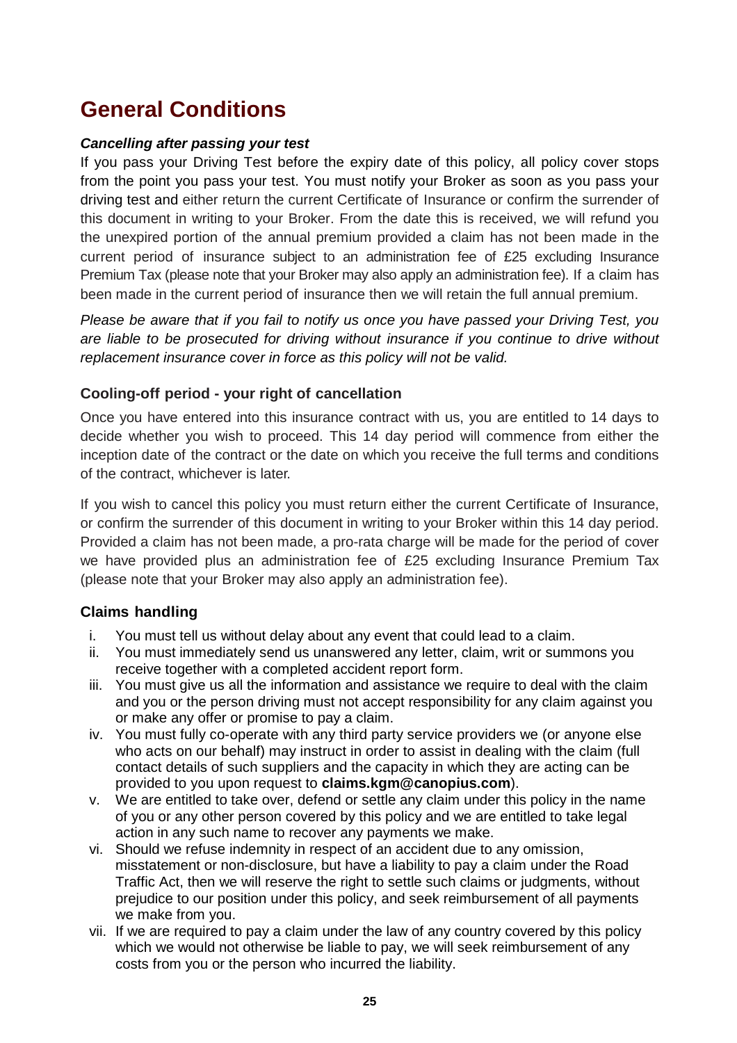# General Conditions

***Cancelling after passing your test***

If you pass your Driving Test before the expiry date of this policy, all policy cover stops from the point you pass your test. You must notify your Broker as soon as you pass your driving test and either return the current Certificate of Insurance or confirm the surrender of this document in writing to your Broker. From the date this is received, we will refund you the unexpired portion of the annual premium provided a claim has not been made in the current period of insurance subject to an administration fee of £25 excluding Insurance Premium Tax (please note that your Broker may also apply an administration fee). If a claim has been made in the current period of insurance then we will retain the full annual premium.

*Please be aware that if you fail to notify us once you have passed your Driving Test, you are liable to be prosecuted for driving without insurance if you continue to drive without replacement insurance cover in force as this policy will not be valid.*

### Cooling-off period - your right of cancellation

Once you have entered into this insurance contract with us, you are entitled to 14 days to decide whether you wish to proceed. This 14 day period will commence from either the inception date of the contract or the date on which you receive the full terms and conditions of the contract, whichever is later.

If you wish to cancel this policy you must return either the current Certificate of Insurance, or confirm the surrender of this document in writing to your Broker within this 14 day period. Provided a claim has not been made, a pro-rata charge will be made for the period of cover we have provided plus an administration fee of £25 excluding Insurance Premium Tax (please note that your Broker may also apply an administration fee).

### Claims handling

i. You must tell us without delay about any event that could lead to a claim.
ii. You must immediately send us unanswered any letter, claim, writ or summons you receive together with a completed accident report form.
iii. You must give us all the information and assistance we require to deal with the claim and you or the person driving must not accept responsibility for any claim against you or make any offer or promise to pay a claim.
iv. You must fully co-operate with any third party service providers we (or anyone else who acts on our behalf) may instruct in order to assist in dealing with the claim (full contact details of such suppliers and the capacity in which they are acting can be provided to you upon request to **claims.kgm@canopius.com**).
v. We are entitled to take over, defend or settle any claim under this policy in the name of you or any other person covered by this policy and we are entitled to take legal action in any such name to recover any payments we make.
vi. Should we refuse indemnity in respect of an accident due to any omission, misstatement or non-disclosure, but have a liability to pay a claim under the Road Traffic Act, then we will reserve the right to settle such claims or judgments, without prejudice to our position under this policy, and seek reimbursement of all payments we make from you.
vii. If we are required to pay a claim under the law of any country covered by this policy which we would not otherwise be liable to pay, we will seek reimbursement of any costs from you or the person who incurred the liability.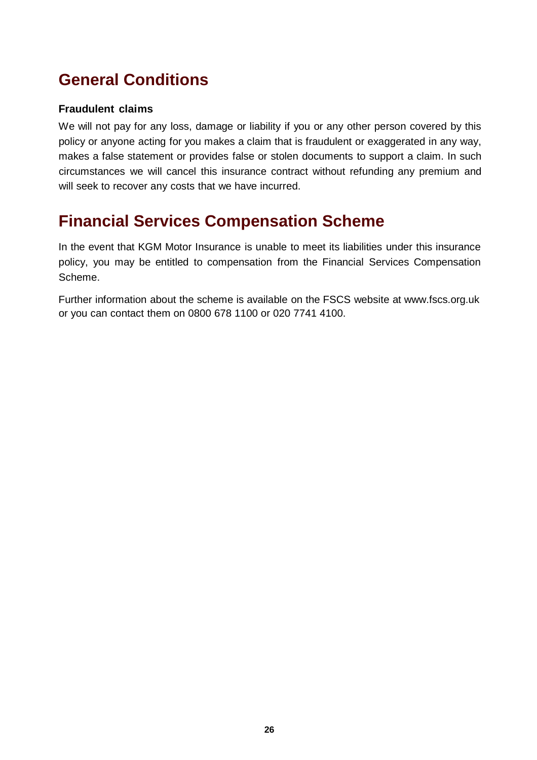## General Conditions

**Fraudulent claims**

We will not pay for any loss, damage or liability if you or any other person covered by this policy or anyone acting for you makes a claim that is fraudulent or exaggerated in any way, makes a false statement or provides false or stolen documents to support a claim. In such circumstances we will cancel this insurance contract without refunding any premium and will seek to recover any costs that we have incurred.

## Financial Services Compensation Scheme

In the event that KGM Motor Insurance is unable to meet its liabilities under this insurance policy, you may be entitled to compensation from the Financial Services Compensation Scheme.

Further information about the scheme is available on the FSCS website at www.fscs.org.uk or you can contact them on 0800 678 1100 or 020 7741 4100.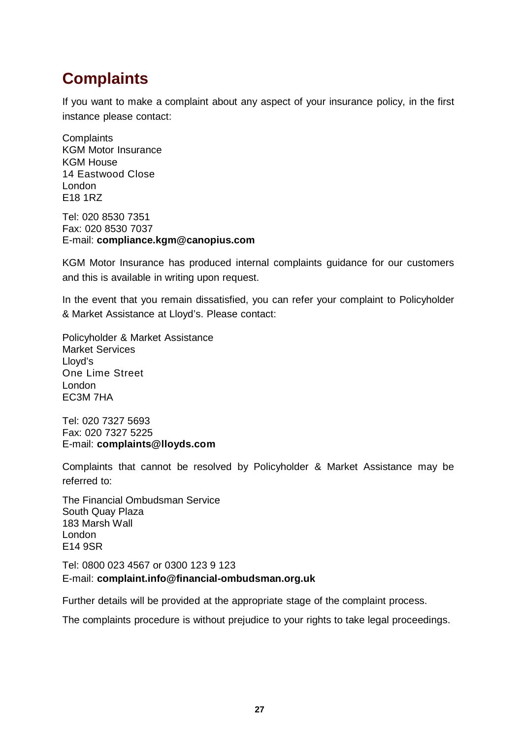# Complaints

If you want to make a complaint about any aspect of your insurance policy, in the first instance please contact:

Complaints
KGM Motor Insurance
KGM House
14 Eastwood Close
London
E18 1RZ

Tel: 020 8530 7351
Fax: 020 8530 7037
E-mail: **compliance.kgm@canopius.com**

KGM Motor Insurance has produced internal complaints guidance for our customers and this is available in writing upon request.

In the event that you remain dissatisfied, you can refer your complaint to Policyholder & Market Assistance at Lloyd's. Please contact:

Policyholder & Market Assistance
Market Services
Lloyd's
One Lime Street
London
EC3M 7HA

Tel: 020 7327 5693
Fax: 020 7327 5225
E-mail: **complaints@lloyds.com**

Complaints that cannot be resolved by Policyholder & Market Assistance may be referred to:

The Financial Ombudsman Service
South Quay Plaza
183 Marsh Wall
London
E14 9SR

Tel: 0800 023 4567 or 0300 123 9 123
E-mail: **complaint.info@financial-ombudsman.org.uk**

Further details will be provided at the appropriate stage of the complaint process.

The complaints procedure is without prejudice to your rights to take legal proceedings.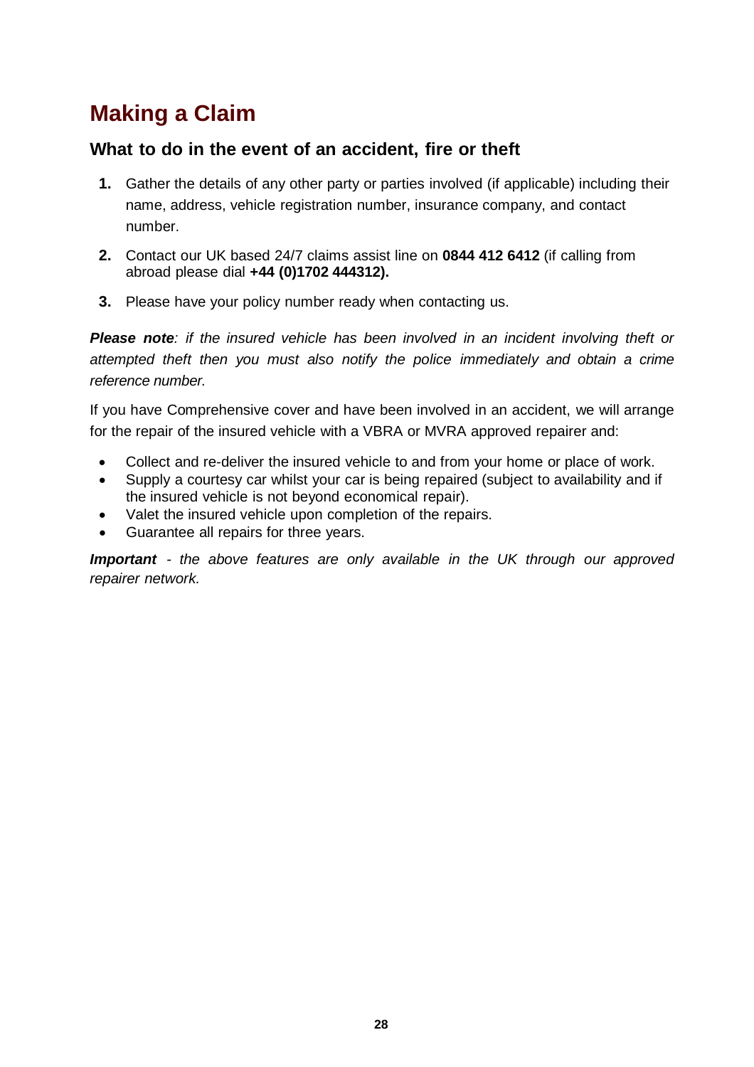# Making a Claim

## What to do in the event of an accident, fire or theft

1. Gather the details of any other party or parties involved (if applicable) including their name, address, vehicle registration number, insurance company, and contact number.
2. Contact our UK based 24/7 claims assist line on **0844 412 6412** (if calling from abroad please dial **+44 (0)1702 444312).**
3. Please have your policy number ready when contacting us.

***Please note****: if the insured vehicle has been involved in an incident involving theft or attempted theft then you must also notify the police immediately and obtain a crime reference number.*

If you have Comprehensive cover and have been involved in an accident, we will arrange for the repair of the insured vehicle with a VBRA or MVRA approved repairer and:

- Collect and re-deliver the insured vehicle to and from your home or place of work.
- Supply a courtesy car whilst your car is being repaired (subject to availability and if the insured vehicle is not beyond economical repair).
- Valet the insured vehicle upon completion of the repairs.
- Guarantee all repairs for three years.

***Important*** *- the above features are only available in the UK through our approved repairer network.*